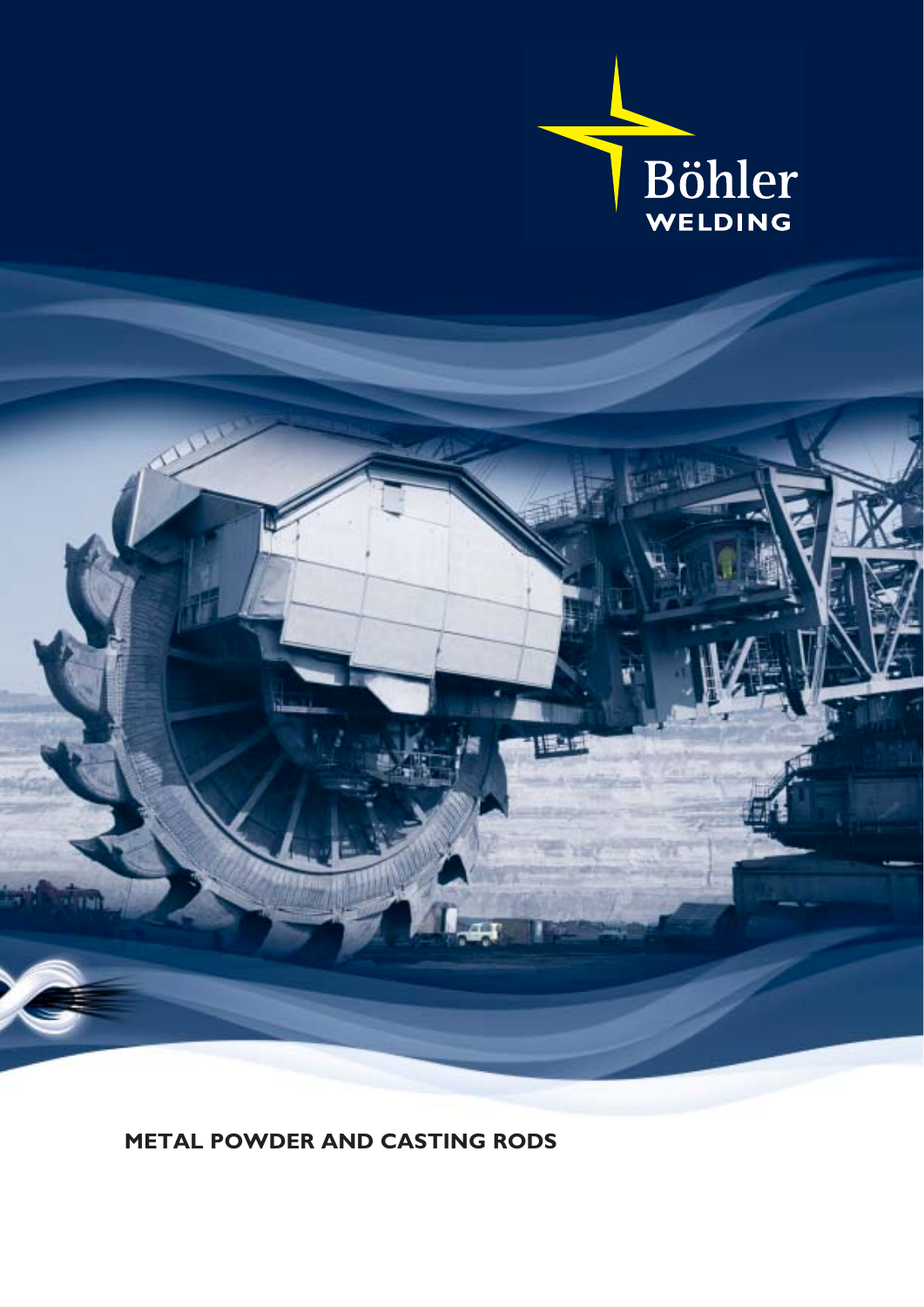Böhler

WELDING

# METAL POWDER AND CASTING RODS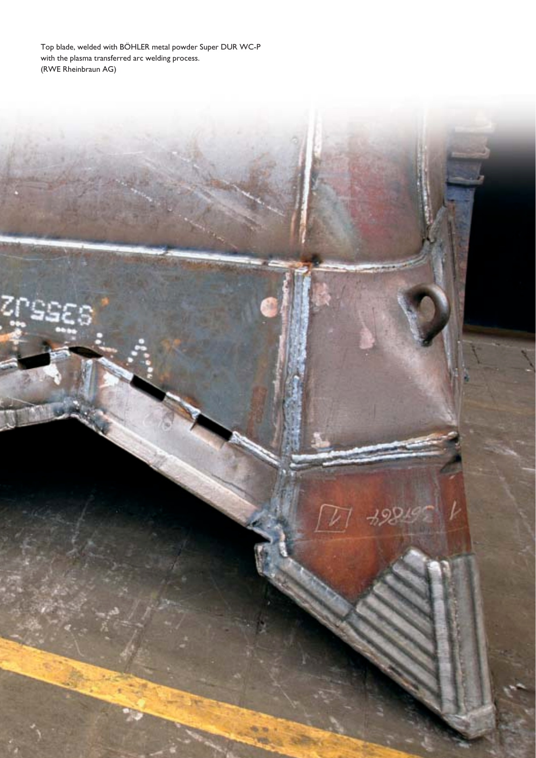Top blade, welded with BÖHLER metal powder Super DUR WC-P with the plasma transferred arc welding process. (RWE Rheinbraun AG)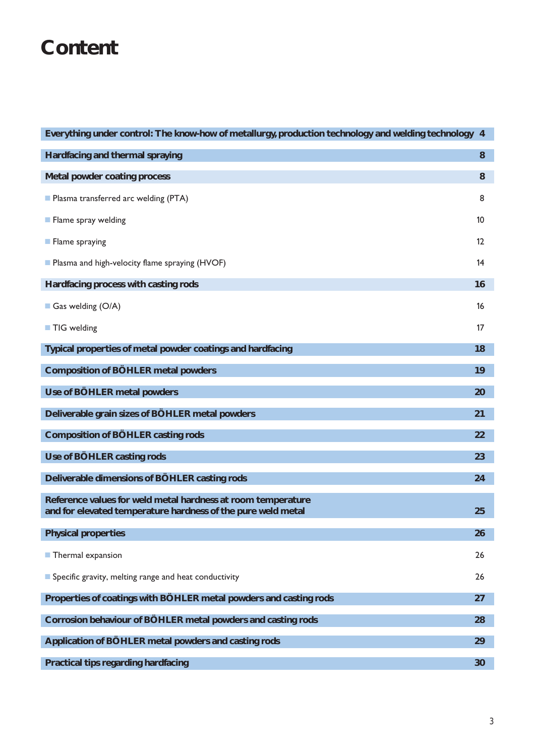# Content

| | |
|---|---|
| **Everything under control: The know-how of metallurgy, production technology and welding technology** | **4** |
| **Hardfacing and thermal spraying** | **8** |
| **Metal powder coating process** | **8** |
| ■ Plasma transferred arc welding (PTA) | 8 |
| ■ Flame spray welding | 10 |
| ■ Flame spraying | 12 |
| ■ Plasma and high-velocity flame spraying (HVOF) | 14 |
| **Hardfacing process with casting rods** | **16** |
| ■ Gas welding (O/A) | 16 |
| ■ TIG welding | 17 |
| **Typical properties of metal powder coatings and hardfacing** | **18** |
| **Composition of BÖHLER metal powders** | **19** |
| **Use of BÖHLER metal powders** | **20** |
| **Deliverable grain sizes of BÖHLER metal powders** | **21** |
| **Composition of BÖHLER casting rods** | **22** |
| **Use of BÖHLER casting rods** | **23** |
| **Deliverable dimensions of BÖHLER casting rods** | **24** |
| **Reference values for weld metal hardness at room temperature and for elevated temperature hardness of the pure weld metal** | **25** |
| **Physical properties** | **26** |
| ■ Thermal expansion | 26 |
| ■ Specific gravity, melting range and heat conductivity | 26 |
| **Properties of coatings with BÖHLER metal powders and casting rods** | **27** |
| **Corrosion behaviour of BÖHLER metal powders and casting rods** | **28** |
| **Application of BÖHLER metal powders and casting rods** | **29** |
| **Practical tips regarding hardfacing** | **30** |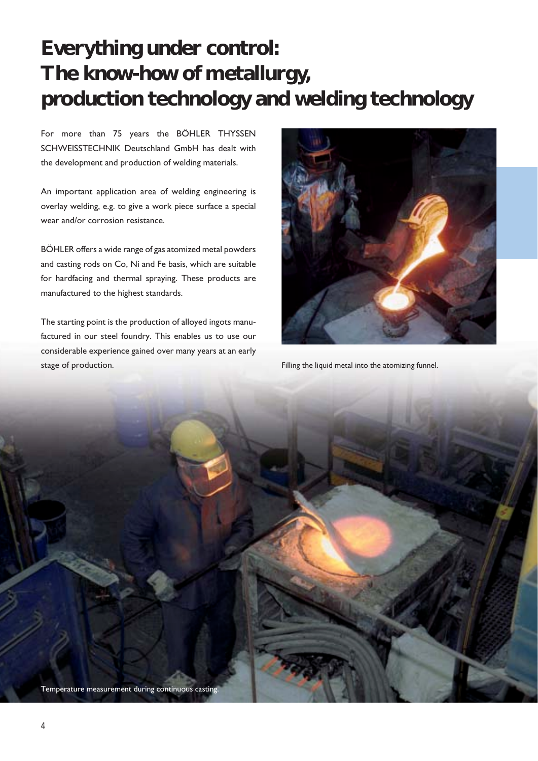# Everything under control: The know-how of metallurgy, production technology and welding technology

For more than 75 years the BÖHLER THYSSEN SCHWEISSTECHNIK Deutschland GmbH has dealt with the development and production of welding materials.

An important application area of welding engineering is overlay welding, e.g. to give a work piece surface a special wear and/or corrosion resistance.

BÖHLER offers a wide range of gas atomized metal powders and casting rods on Co, Ni and Fe basis, which are suitable for hardfacing and thermal spraying. These products are manufactured to the highest standards.

The starting point is the production of alloyed ingots manufactured in our steel foundry. This enables us to use our considerable experience gained over many years at an early stage of production.

Filling the liquid metal into the atomizing funnel.

Temperature measurement during continuous casting.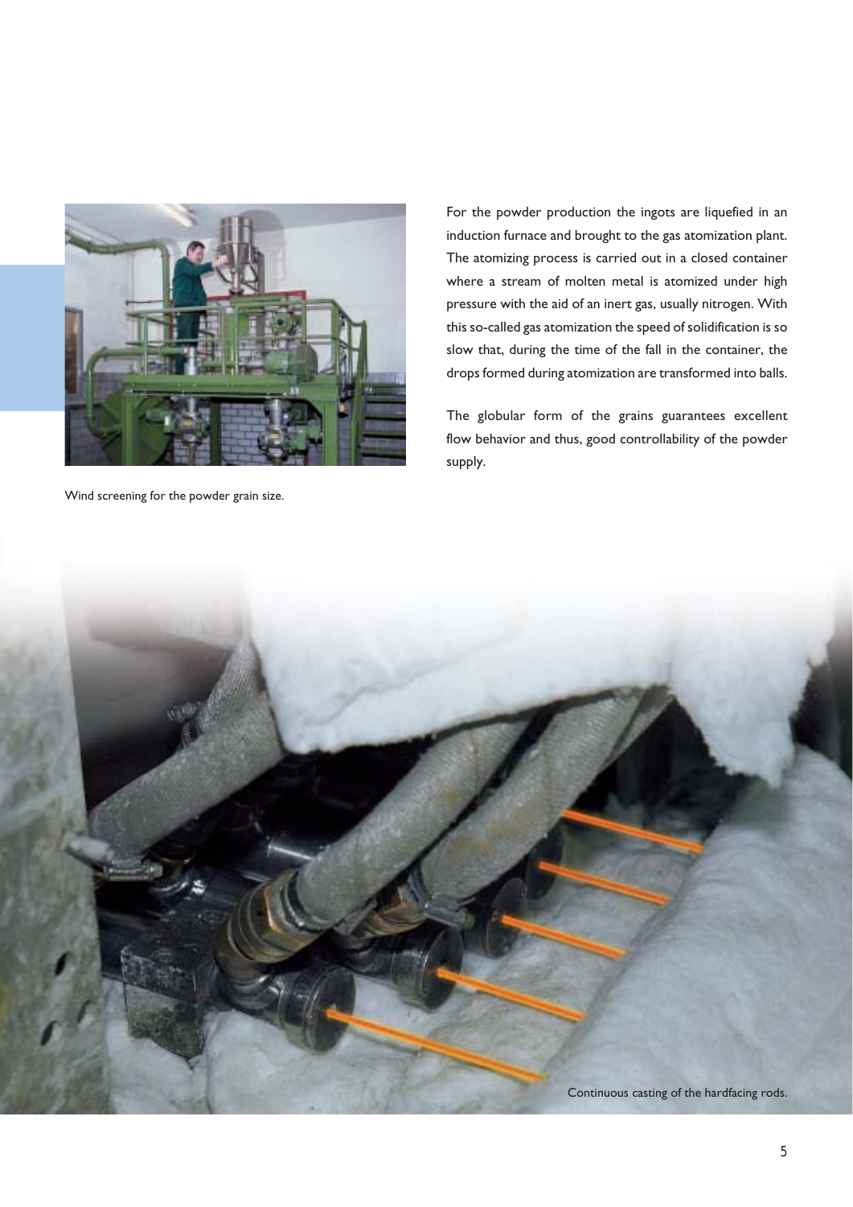Wind screening for the powder grain size.

For the powder production the ingots are liquefied in an induction furnace and brought to the gas atomization plant. The atomizing process is carried out in a closed container where a stream of molten metal is atomized under high pressure with the aid of an inert gas, usually nitrogen. With this so-called gas atomization the speed of solidification is so slow that, during the time of the fall in the container, the drops formed during atomization are transformed into balls.

The globular form of the grains guarantees excellent flow behavior and thus, good controllability of the powder supply.

Continuous casting of the hardfacing rods.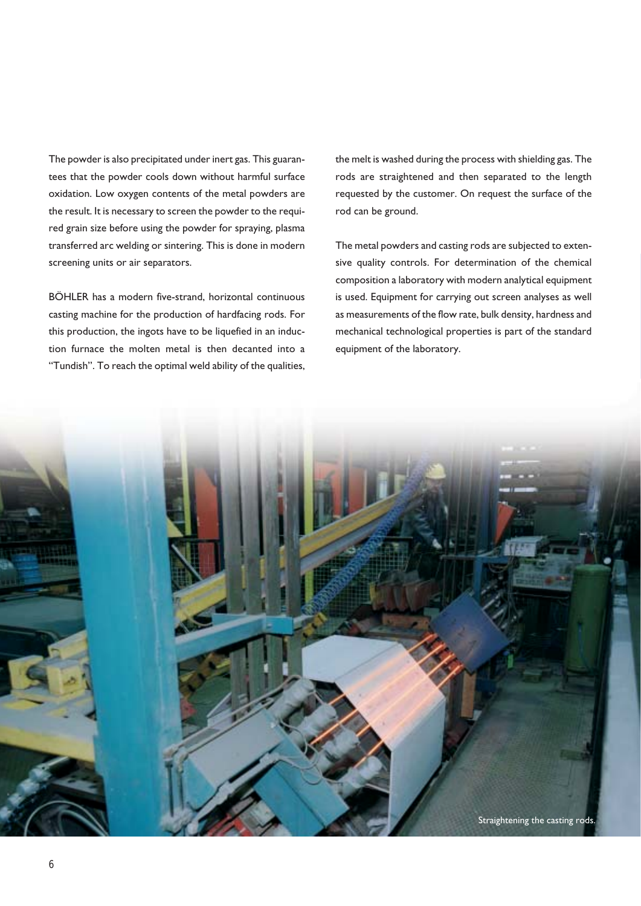The powder is also precipitated under inert gas. This guarantees that the powder cools down without harmful surface oxidation. Low oxygen contents of the metal powders are the result. It is necessary to screen the powder to the required grain size before using the powder for spraying, plasma transferred arc welding or sintering. This is done in modern screening units or air separators.

BÖHLER has a modern five-strand, horizontal continuous casting machine for the production of hardfacing rods. For this production, the ingots have to be liquefied in an induction furnace the molten metal is then decanted into a "Tundish". To reach the optimal weld ability of the qualities, the melt is washed during the process with shielding gas. The rods are straightened and then separated to the length requested by the customer. On request the surface of the rod can be ground.

The metal powders and casting rods are subjected to extensive quality controls. For determination of the chemical composition a laboratory with modern analytical equipment is used. Equipment for carrying out screen analyses as well as measurements of the flow rate, bulk density, hardness and mechanical technological properties is part of the standard equipment of the laboratory.

Straightening the casting rods.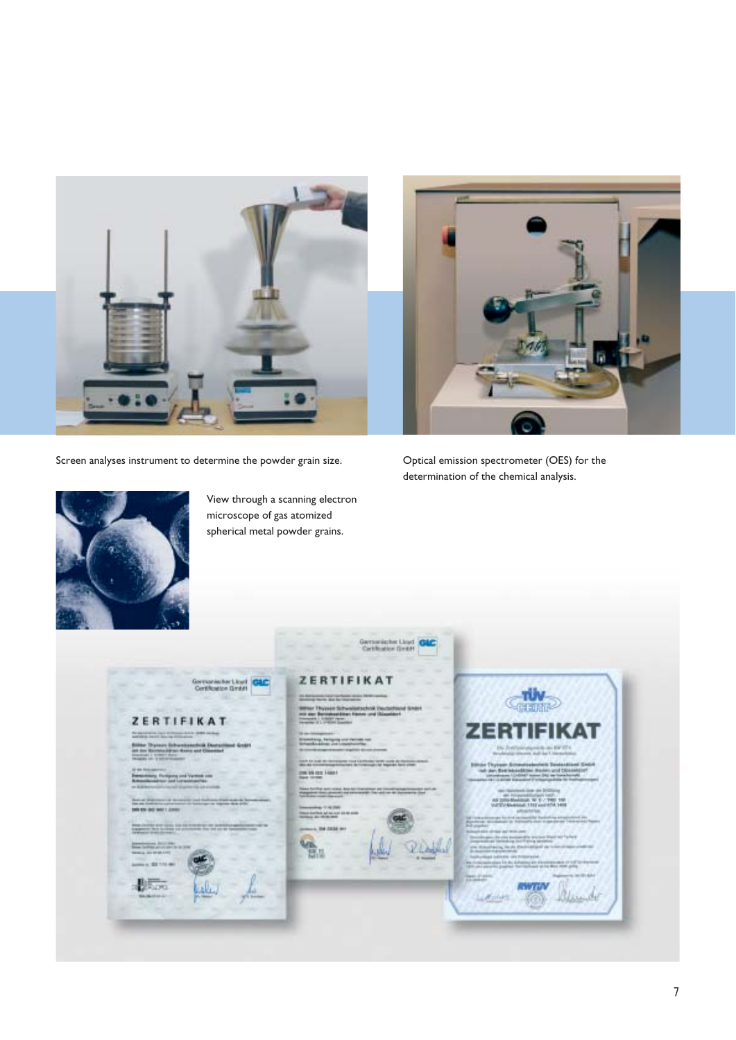Screen analyses instrument to determine the powder grain size.

Optical emission spectrometer (OES) for the determination of the chemical analysis.

View through a scanning electron microscope of gas atomized spherical metal powder grains.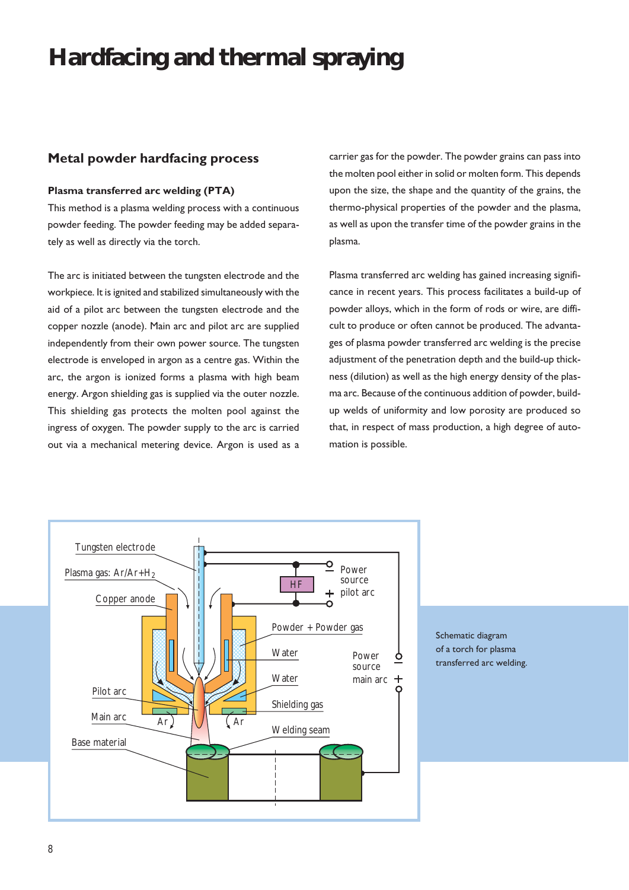# Hardfacing and thermal spraying

## Metal powder hardfacing process

### Plasma transferred arc welding (PTA)

This method is a plasma welding process with a continuous powder feeding. The powder feeding may be added separately as well as directly via the torch.

The arc is initiated between the tungsten electrode and the workpiece. It is ignited and stabilized simultaneously with the aid of a pilot arc between the tungsten electrode and the copper nozzle (anode). Main arc and pilot arc are supplied independently from their own power source. The tungsten electrode is enveloped in argon as a centre gas. Within the arc, the argon is ionized forms a plasma with high beam energy. Argon shielding gas is supplied via the outer nozzle. This shielding gas protects the molten pool against the ingress of oxygen. The powder supply to the arc is carried out via a mechanical metering device. Argon is used as a carrier gas for the powder. The powder grains can pass into the molten pool either in solid or molten form. This depends upon the size, the shape and the quantity of the grains, the thermo-physical properties of the powder and the plasma, as well as upon the transfer time of the powder grains in the plasma.

Plasma transferred arc welding has gained increasing significance in recent years. This process facilitates a build-up of powder alloys, which in the form of rods or wire, are difficult to produce or often cannot be produced. The advantages of plasma powder transferred arc welding is the precise adjustment of the penetration depth and the build-up thickness (dilution) as well as the high energy density of the plasma arc. Because of the continuous addition of powder, build-up welds of uniformity and low porosity are produced so that, in respect of mass production, a high degree of automation is possible.

Tungsten electrode; Plasma gas: $Ar/Ar+H_2$; Copper anode; Pilot arc; Main arc; Base material; Power source pilot arc; HF; Powder + Powder gas; Water; Water; Shielding gas; Welding seam; Power source main arc; Ar; Ar

Schematic diagram of a torch for plasma transferred arc welding.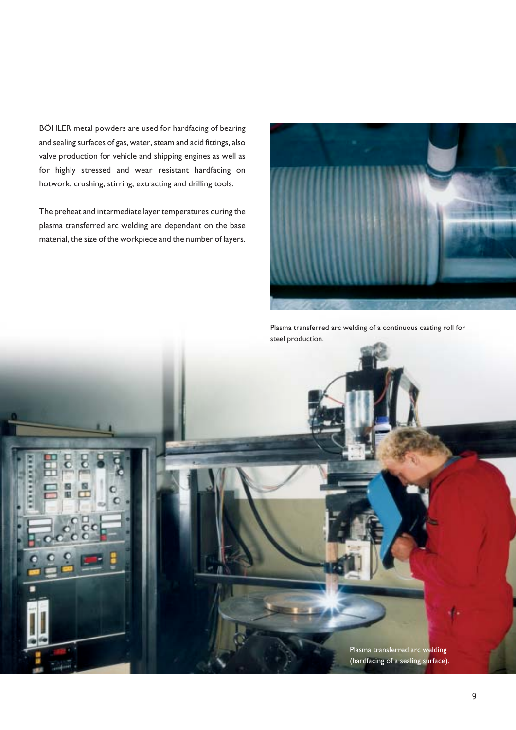BÖHLER metal powders are used for hardfacing of bearing and sealing surfaces of gas, water, steam and acid fittings, also valve production for vehicle and shipping engines as well as for highly stressed and wear resistant hardfacing on hotwork, crushing, stirring, extracting and drilling tools.

The preheat and intermediate layer temperatures during the plasma transferred arc welding are dependant on the base material, the size of the workpiece and the number of layers.

Plasma transferred arc welding of a continuous casting roll for steel production.

Plasma transferred arc welding (hardfacing of a sealing surface).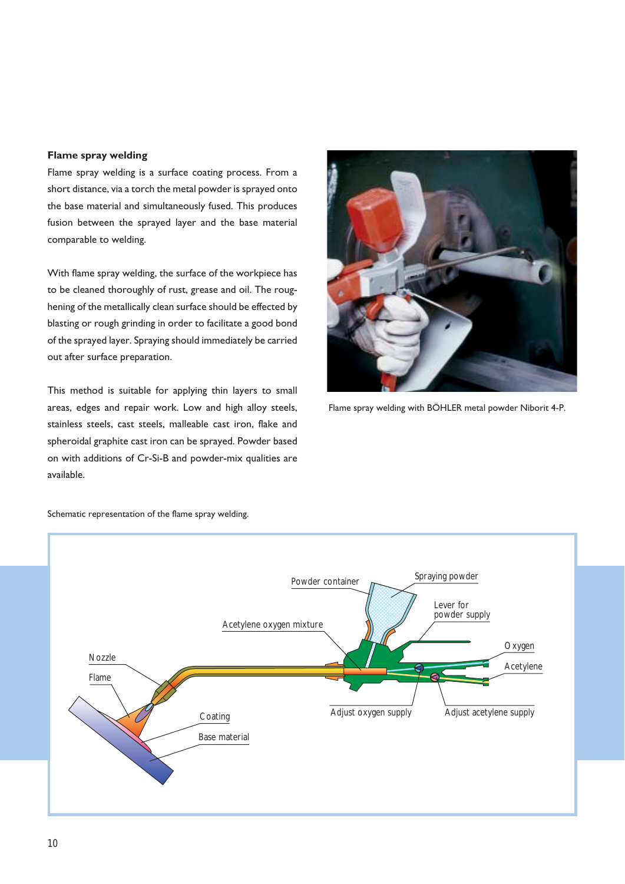### Flame spray welding

Flame spray welding is a surface coating process. From a short distance, via a torch the metal powder is sprayed onto the base material and simultaneously fused. This produces fusion between the sprayed layer and the base material comparable to welding.

With flame spray welding, the surface of the workpiece has to be cleaned thoroughly of rust, grease and oil. The roughening of the metallically clean surface should be effected by blasting or rough grinding in order to facilitate a good bond of the sprayed layer. Spraying should immediately be carried out after surface preparation.

This method is suitable for applying thin layers to small areas, edges and repair work. Low and high alloy steels, stainless steels, cast steels, malleable cast iron, flake and spheroidal graphite cast iron can be sprayed. Powder based on with additions of Cr-Si-B and powder-mix qualities are available.

Flame spray welding with BÖHLER metal powder Niborit 4-P.

Schematic representation of the flame spray welding.

Powder container
Spraying powder
Lever for powder supply
Acetylene oxygen mixture
Nozzle
Flame
Oxygen
Acetylene
Coating
Base material
Adjust oxygen supply
Adjust acetylene supply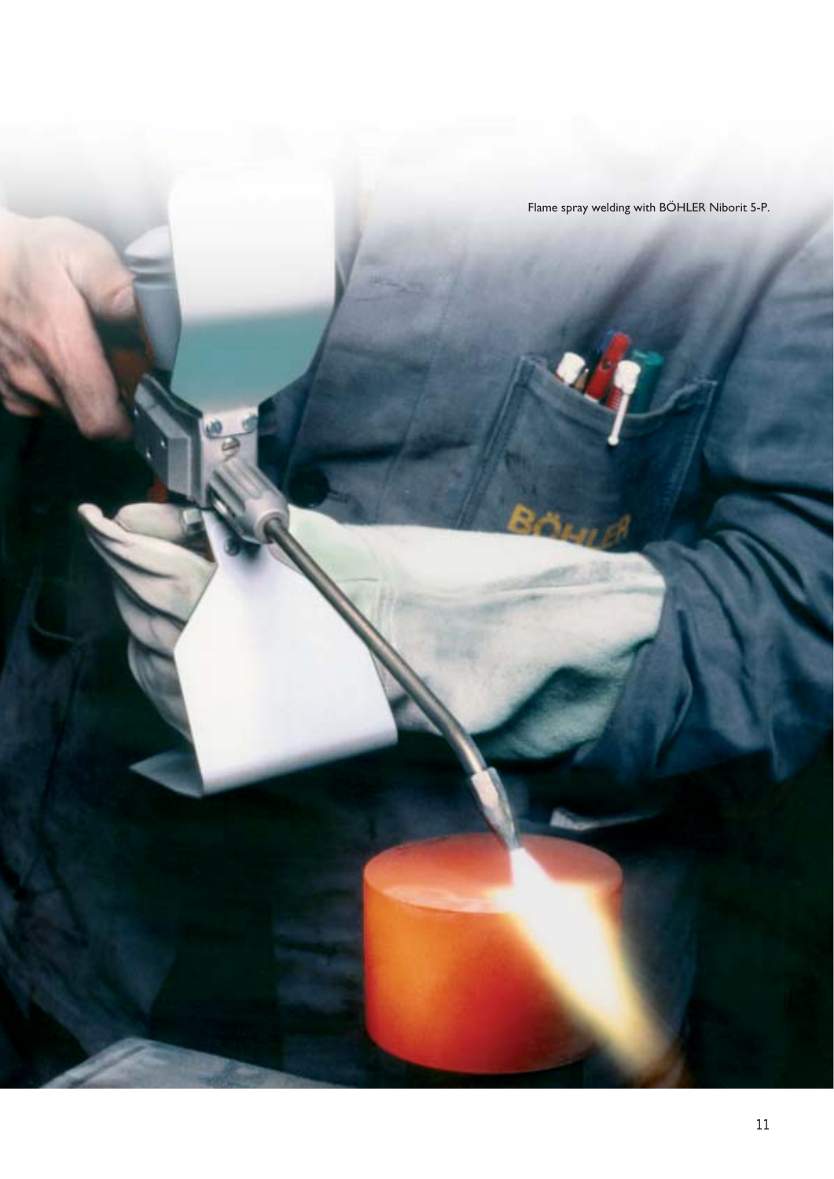Flame spray welding with BÖHLER Niborit 5-P.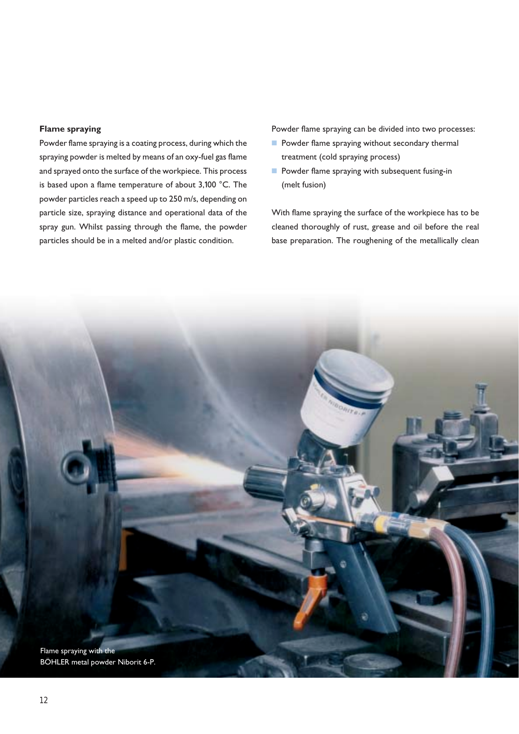## Flame spraying

Powder flame spraying is a coating process, during which the spraying powder is melted by means of an oxy-fuel gas flame and sprayed onto the surface of the workpiece. This process is based upon a flame temperature of about 3,100 °C. The powder particles reach a speed up to 250 m/s, depending on particle size, spraying distance and operational data of the spray gun. Whilst passing through the flame, the powder particles should be in a melted and/or plastic condition.

Powder flame spraying can be divided into two processes:

- Powder flame spraying without secondary thermal treatment (cold spraying process)
- Powder flame spraying with subsequent fusing-in (melt fusion)

With flame spraying the surface of the workpiece has to be cleaned thoroughly of rust, grease and oil before the real base preparation. The roughening of the metallically clean

Flame spraying with the BÖHLER metal powder Niborit 6-P.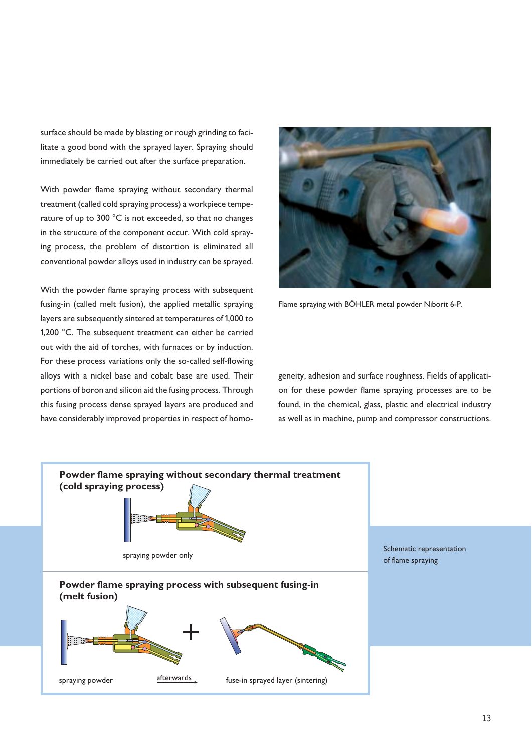surface should be made by blasting or rough grinding to facilitate a good bond with the sprayed layer. Spraying should immediately be carried out after the surface preparation.

With powder flame spraying without secondary thermal treatment (called cold spraying process) a workpiece temperature of up to 300 °C is not exceeded, so that no changes in the structure of the component occur. With cold spraying process, the problem of distortion is eliminated all conventional powder alloys used in industry can be sprayed.

With the powder flame spraying process with subsequent fusing-in (called melt fusion), the applied metallic spraying layers are subsequently sintered at temperatures of 1,000 to 1,200 °C. The subsequent treatment can either be carried out with the aid of torches, with furnaces or by induction. For these process variations only the so-called self-flowing alloys with a nickel base and cobalt base are used. Their portions of boron and silicon aid the fusing process. Through this fusing process dense sprayed layers are produced and have considerably improved properties in respect of homogeneity, adhesion and surface roughness. Fields of application for these powder flame spraying processes are to be found, in the chemical, glass, plastic and electrical industry as well as in machine, pump and compressor constructions.

Flame spraying with BÖHLER metal powder Niborit 6-P.

**Powder flame spraying without secondary thermal treatment (cold spraying process)**

spraying powder only

**Powder flame spraying process with subsequent fusing-in (melt fusion)**

spraying powder + afterwards → fuse-in sprayed layer (sintering)

Schematic representation of flame spraying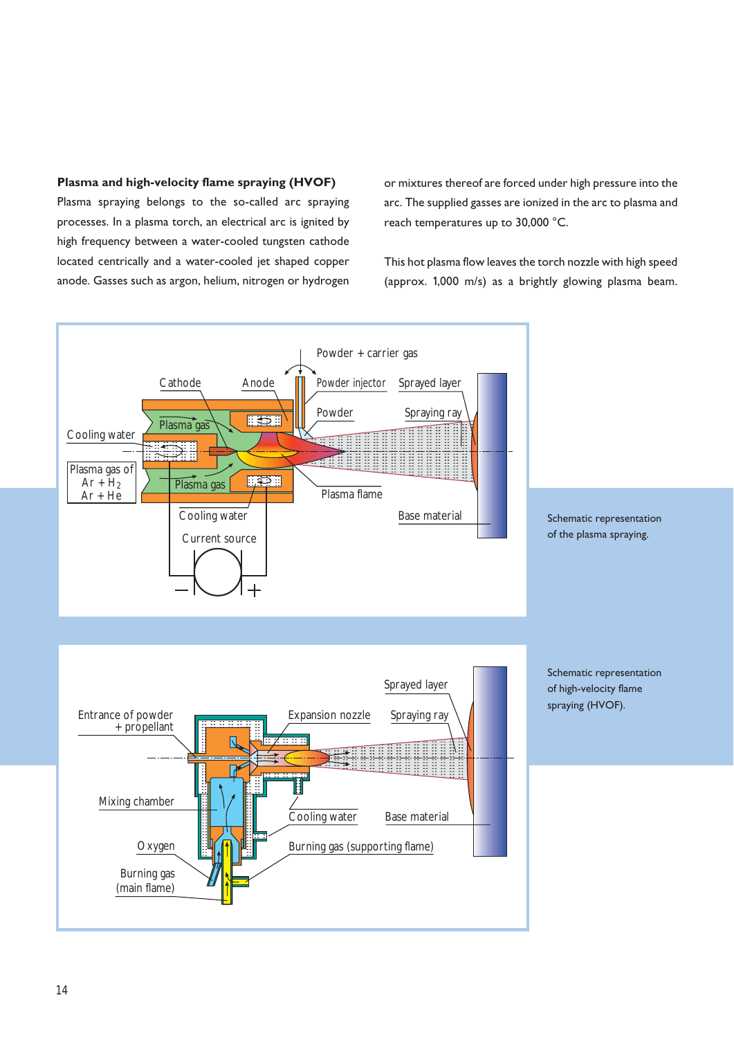**Plasma and high-velocity flame spraying (HVOF)**

Plasma spraying belongs to the so-called arc spraying processes. In a plasma torch, an electrical arc is ignited by high frequency between a water-cooled tungsten cathode located centrically and a water-cooled jet shaped copper anode. Gasses such as argon, helium, nitrogen or hydrogen or mixtures thereof are forced under high pressure into the arc. The supplied gasses are ionized in the arc to plasma and reach temperatures up to 30,000 °C.

This hot plasma flow leaves the torch nozzle with high speed (approx. 1,000 m/s) as a brightly glowing plasma beam.

Schematic representation of the plasma spraying.

Schematic representation of high-velocity flame spraying (HVOF).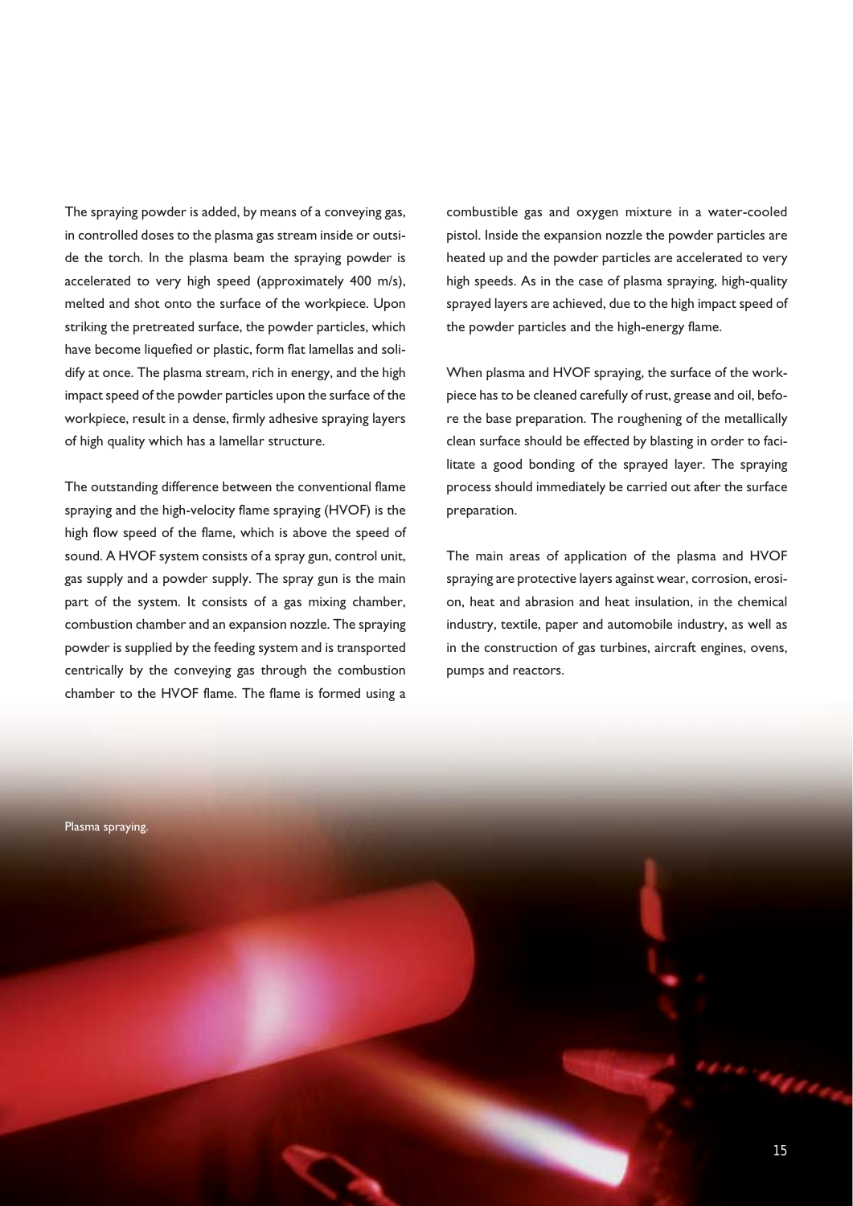The spraying powder is added, by means of a conveying gas, in controlled doses to the plasma gas stream inside or outside the torch. In the plasma beam the spraying powder is accelerated to very high speed (approximately 400 m/s), melted and shot onto the surface of the workpiece. Upon striking the pretreated surface, the powder particles, which have become liquefied or plastic, form flat lamellas and solidify at once. The plasma stream, rich in energy, and the high impact speed of the powder particles upon the surface of the workpiece, result in a dense, firmly adhesive spraying layers of high quality which has a lamellar structure.

The outstanding difference between the conventional flame spraying and the high-velocity flame spraying (HVOF) is the high flow speed of the flame, which is above the speed of sound. A HVOF system consists of a spray gun, control unit, gas supply and a powder supply. The spray gun is the main part of the system. It consists of a gas mixing chamber, combustion chamber and an expansion nozzle. The spraying powder is supplied by the feeding system and is transported centrically by the conveying gas through the combustion chamber to the HVOF flame. The flame is formed using a combustible gas and oxygen mixture in a water-cooled pistol. Inside the expansion nozzle the powder particles are heated up and the powder particles are accelerated to very high speeds. As in the case of plasma spraying, high-quality sprayed layers are achieved, due to the high impact speed of the powder particles and the high-energy flame.

When plasma and HVOF spraying, the surface of the workpiece has to be cleaned carefully of rust, grease and oil, before the base preparation. The roughening of the metallically clean surface should be effected by blasting in order to facilitate a good bonding of the sprayed layer. The spraying process should immediately be carried out after the surface preparation.

The main areas of application of the plasma and HVOF spraying are protective layers against wear, corrosion, erosion, heat and abrasion and heat insulation, in the chemical industry, textile, paper and automobile industry, as well as in the construction of gas turbines, aircraft engines, ovens, pumps and reactors.

Plasma spraying.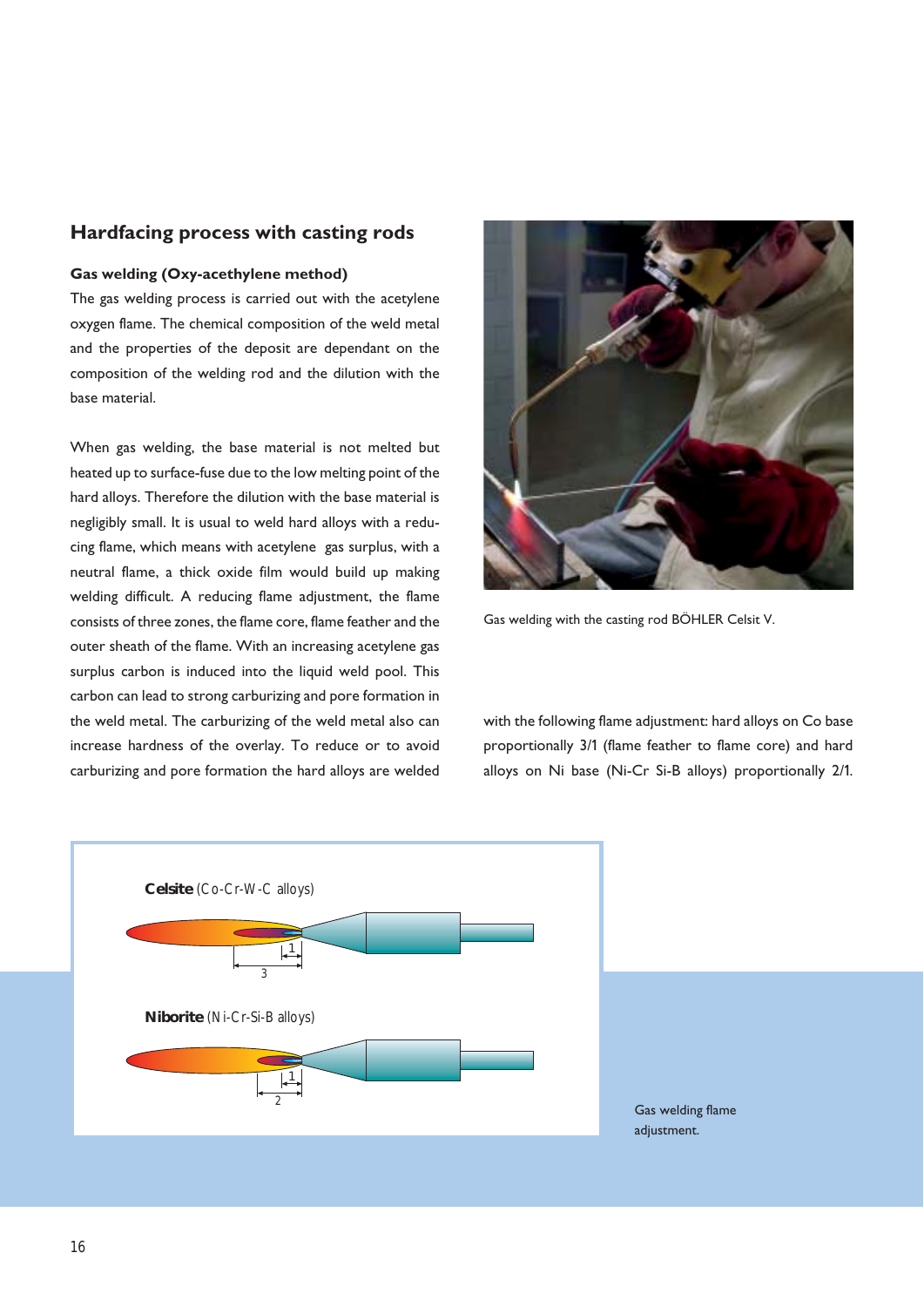## Hardfacing process with casting rods

### Gas welding (Oxy-acethylene method)

The gas welding process is carried out with the acetylene oxygen flame. The chemical composition of the weld metal and the properties of the deposit are dependant on the composition of the welding rod and the dilution with the base material.

When gas welding, the base material is not melted but heated up to surface-fuse due to the low melting point of the hard alloys. Therefore the dilution with the base material is negligibly small. It is usual to weld hard alloys with a reducing flame, which means with acetylene gas surplus, with a neutral flame, a thick oxide film would build up making welding difficult. A reducing flame adjustment, the flame consists of three zones, the flame core, flame feather and the outer sheath of the flame. With an increasing acetylene gas surplus carbon is induced into the liquid weld pool. This carbon can lead to strong carburizing and pore formation in the weld metal. The carburizing of the weld metal also can increase hardness of the overlay. To reduce or to avoid carburizing and pore formation the hard alloys are welded with the following flame adjustment: hard alloys on Co base proportionally 3/1 (flame feather to flame core) and hard alloys on Ni base (Ni-Cr Si-B alloys) proportionally 2/1.

Gas welding with the casting rod BÖHLER Celsit V.

**Celsite** (Co-Cr-W-C alloys)

1

3

**Niborite** (Ni-Cr-Si-B alloys)

1

2

Gas welding flame adjustment.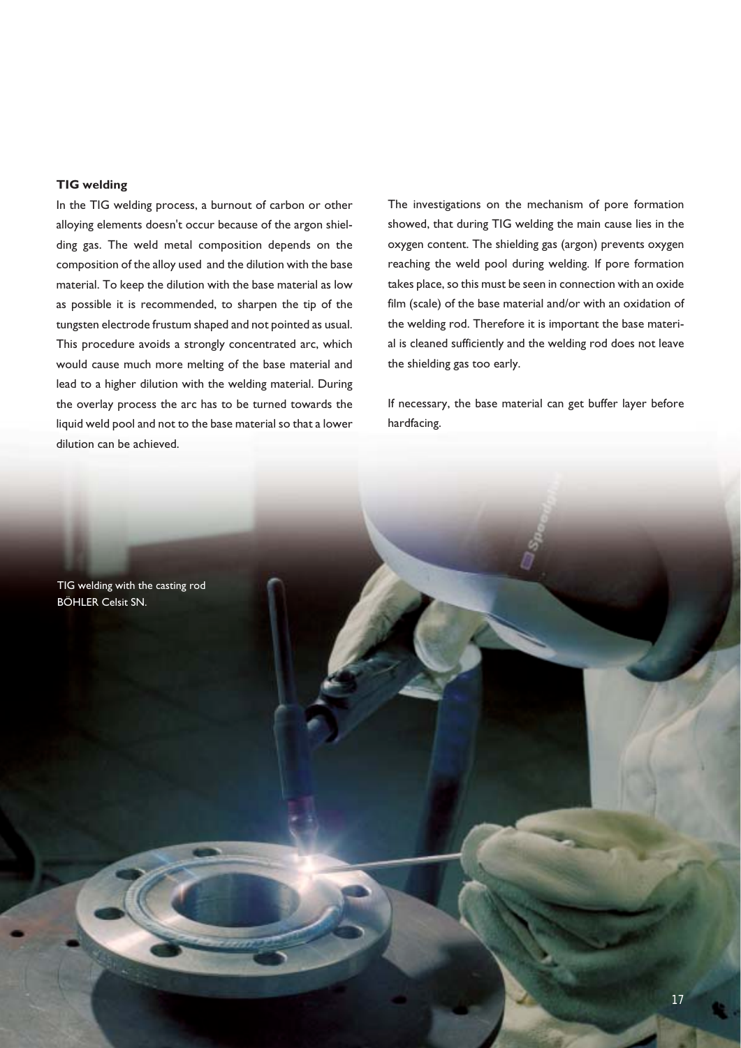### TIG welding

In the TIG welding process, a burnout of carbon or other alloying elements doesn't occur because of the argon shielding gas. The weld metal composition depends on the composition of the alloy used and the dilution with the base material. To keep the dilution with the base material as low as possible it is recommended, to sharpen the tip of the tungsten electrode frustum shaped and not pointed as usual. This procedure avoids a strongly concentrated arc, which would cause much more melting of the base material and lead to a higher dilution with the welding material. During the overlay process the arc has to be turned towards the liquid weld pool and not to the base material so that a lower dilution can be achieved.

The investigations on the mechanism of pore formation showed, that during TIG welding the main cause lies in the oxygen content. The shielding gas (argon) prevents oxygen reaching the weld pool during welding. If pore formation takes place, so this must be seen in connection with an oxide film (scale) of the base material and/or with an oxidation of the welding rod. Therefore it is important the base material is cleaned sufficiently and the welding rod does not leave the shielding gas too early.

If necessary, the base material can get buffer layer before hardfacing.

TIG welding with the casting rod BÖHLER Celsit SN.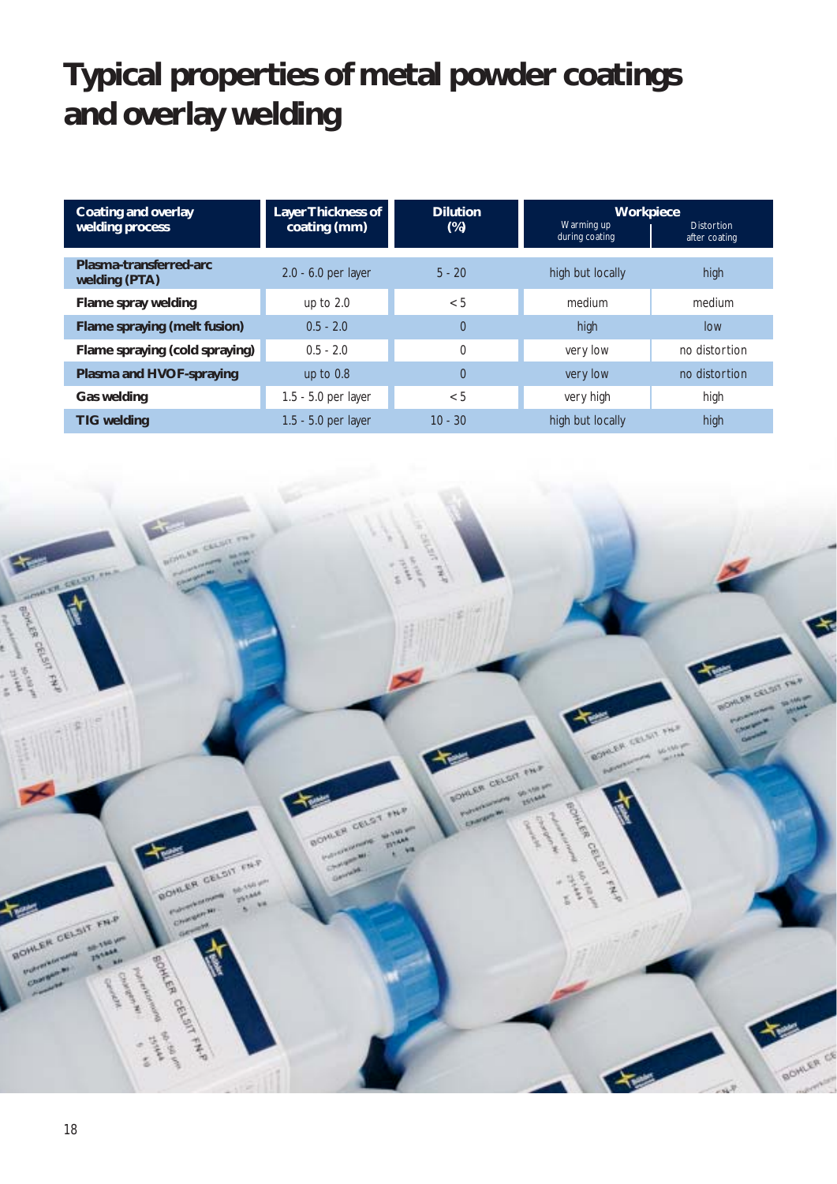# Typical properties of metal powder coatings and overlay welding

| Coating and overlay welding process | Layer Thickness of coating (mm) | Dilution (%) | Workpiece | |
|---|---|---|---|---|
| | | | Warming up during coating | Distortion after coating |
| Plasma-transferred-arc welding (PTA) | 2.0 - 6.0 per layer | 5 - 20 | high but locally | high |
| Flame spray welding | up to 2.0 | < 5 | medium | medium |
| Flame spraying (melt fusion) | 0.5 - 2.0 | 0 | high | low |
| Flame spraying (cold spraying) | 0.5 - 2.0 | 0 | very low | no distortion |
| Plasma and HVOF-spraying | up to 0.8 | 0 | very low | no distortion |
| Gas welding | 1.5 - 5.0 per layer | < 5 | very high | high |
| TIG welding | 1.5 - 5.0 per layer | 10 - 30 | high but locally | high |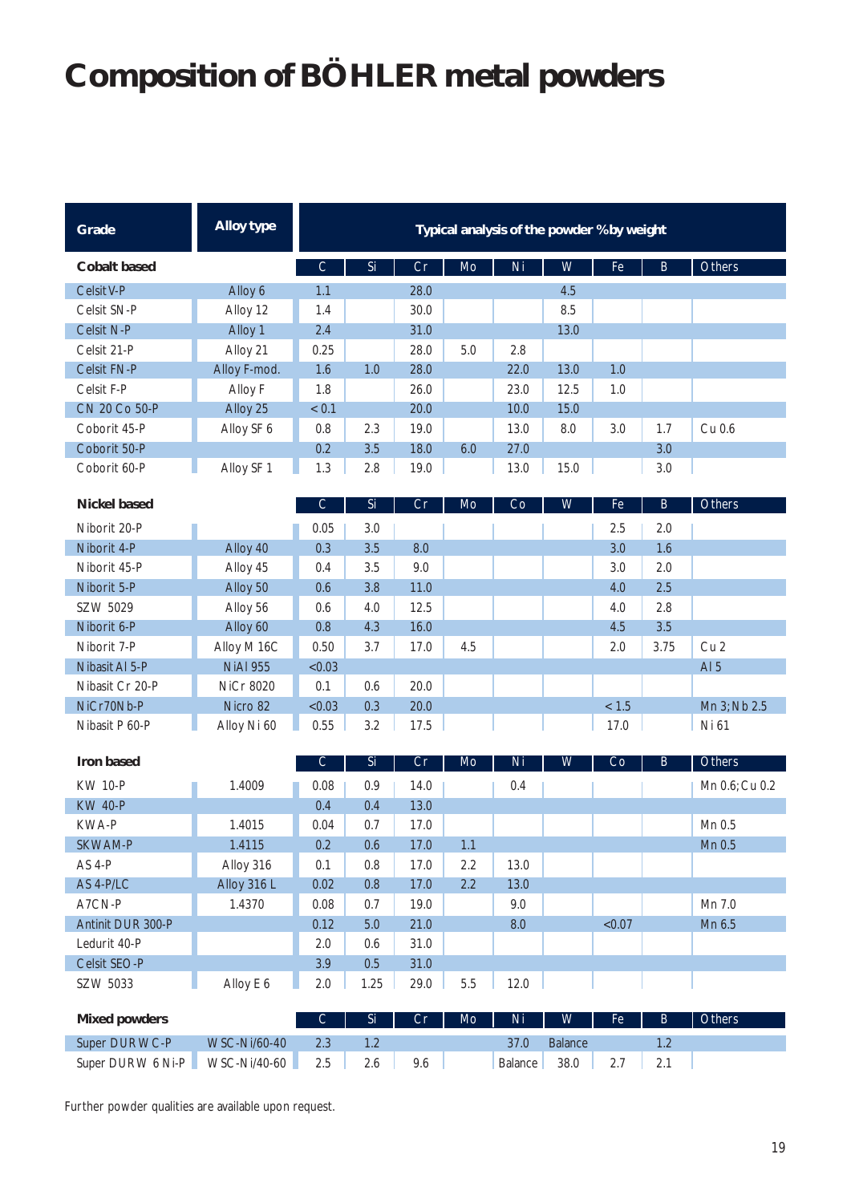# Composition of BÖHLER metal powders

| Grade | Alloy type | Typical analysis of the powder % by weight | | | | | | | | |
|---|---|---|---|---|---|---|---|---|---|---|
| **Cobalt based** | | C | Si | Cr | Mo | Ni | W | Fe | B | Others |
| Celsit V-P | Alloy 6 | 1.1 | | 28.0 | | | 4.5 | | | |
| Celsit SN-P | Alloy 12 | 1.4 | | 30.0 | | | 8.5 | | | |
| Celsit N-P | Alloy 1 | 2.4 | | 31.0 | | | 13.0 | | | |
| Celsit 21-P | Alloy 21 | 0.25 | | 28.0 | 5.0 | 2.8 | | | | |
| Celsit FN-P | Alloy F-mod. | 1.6 | 1.0 | 28.0 | | 22.0 | 13.0 | 1.0 | | |
| Celsit F-P | Alloy F | 1.8 | | 26.0 | | 23.0 | 12.5 | 1.0 | | |
| CN 20 Co 50-P | Alloy 25 | < 0.1 | | 20.0 | | 10.0 | 15.0 | | | |
| Coborit 45-P | Alloy SF 6 | 0.8 | 2.3 | 19.0 | | 13.0 | 8.0 | 3.0 | 1.7 | Cu 0.6 |
| Coborit 50-P | | 0.2 | 3.5 | 18.0 | 6.0 | 27.0 | | | 3.0 | |
| Coborit 60-P | Alloy SF 1 | 1.3 | 2.8 | 19.0 | | 13.0 | 15.0 | | 3.0 | |
| **Nickel based** | | C | Si | Cr | Mo | Co | W | Fe | B | Others |
| Niborit 20-P | | 0.05 | 3.0 | | | | | 2.5 | 2.0 | |
| Niborit 4-P | Alloy 40 | 0.3 | 3.5 | 8.0 | | | | 3.0 | 1.6 | |
| Niborit 45-P | Alloy 45 | 0.4 | 3.5 | 9.0 | | | | 3.0 | 2.0 | |
| Niborit 5-P | Alloy 50 | 0.6 | 3.8 | 11.0 | | | | 4.0 | 2.5 | |
| SZW 5029 | Alloy 56 | 0.6 | 4.0 | 12.5 | | | | 4.0 | 2.8 | |
| Niborit 6-P | Alloy 60 | 0.8 | 4.3 | 16.0 | | | | 4.5 | 3.5 | |
| Niborit 7-P | Alloy M 16C | 0.50 | 3.7 | 17.0 | 4.5 | | | 2.0 | 3.75 | Cu 2 |
| Nibasit Al 5-P | NiAl 955 | <0.03 | | | | | | | | Al 5 |
| Nibasit Cr 20-P | NiCr 8020 | 0.1 | 0.6 | 20.0 | | | | | | |
| NiCr70Nb-P | Nicro 82 | <0.03 | 0.3 | 20.0 | | | | < 1.5 | | Mn 3; Nb 2.5 |
| Nibasit P 60-P | Alloy Ni 60 | 0.55 | 3.2 | 17.5 | | | | 17.0 | | Ni 61 |
| **Iron based** | | C | Si | Cr | Mo | Ni | W | Co | B | Others |
| KW 10-P | 1.4009 | 0.08 | 0.9 | 14.0 | | 0.4 | | | | Mn 0.6; Cu 0.2 |
| KW 40-P | | 0.4 | 0.4 | 13.0 | | | | | | |
| KWA-P | 1.4015 | 0.04 | 0.7 | 17.0 | | | | | | Mn 0.5 |
| SKWAM-P | 1.4115 | 0.2 | 0.6 | 17.0 | 1.1 | | | | | Mn 0.5 |
| AS 4-P | Alloy 316 | 0.1 | 0.8 | 17.0 | 2.2 | 13.0 | | | | |
| AS 4-P/LC | Alloy 316 L | 0.02 | 0.8 | 17.0 | 2.2 | 13.0 | | | | |
| A7CN-P | 1.4370 | 0.08 | 0.7 | 19.0 | | 9.0 | | | | Mn 7.0 |
| Antinit DUR 300-P | | 0.12 | 5.0 | 21.0 | | 8.0 | | <0.07 | | Mn 6.5 |
| Ledurit 40-P | | 2.0 | 0.6 | 31.0 | | | | | | |
| Celsit SEO-P | | 3.9 | 0.5 | 31.0 | | | | | | |
| SZW 5033 | Alloy E 6 | 2.0 | 1.25 | 29.0 | 5.5 | 12.0 | | | | |
| **Mixed powders** | | C | Si | Cr | Mo | Ni | W | Fe | B | Others |
| Super DURWC-P | WSC-Ni/60-40 | 2.3 | 1.2 | | | 37.0 | Balance | | 1.2 | |
| Super DURW 6Ni-P | WSC-Ni/40-60 | 2.5 | 2.6 | 9.6 | | Balance | 38.0 | 2.7 | 2.1 | |

Further powder qualities are available upon request.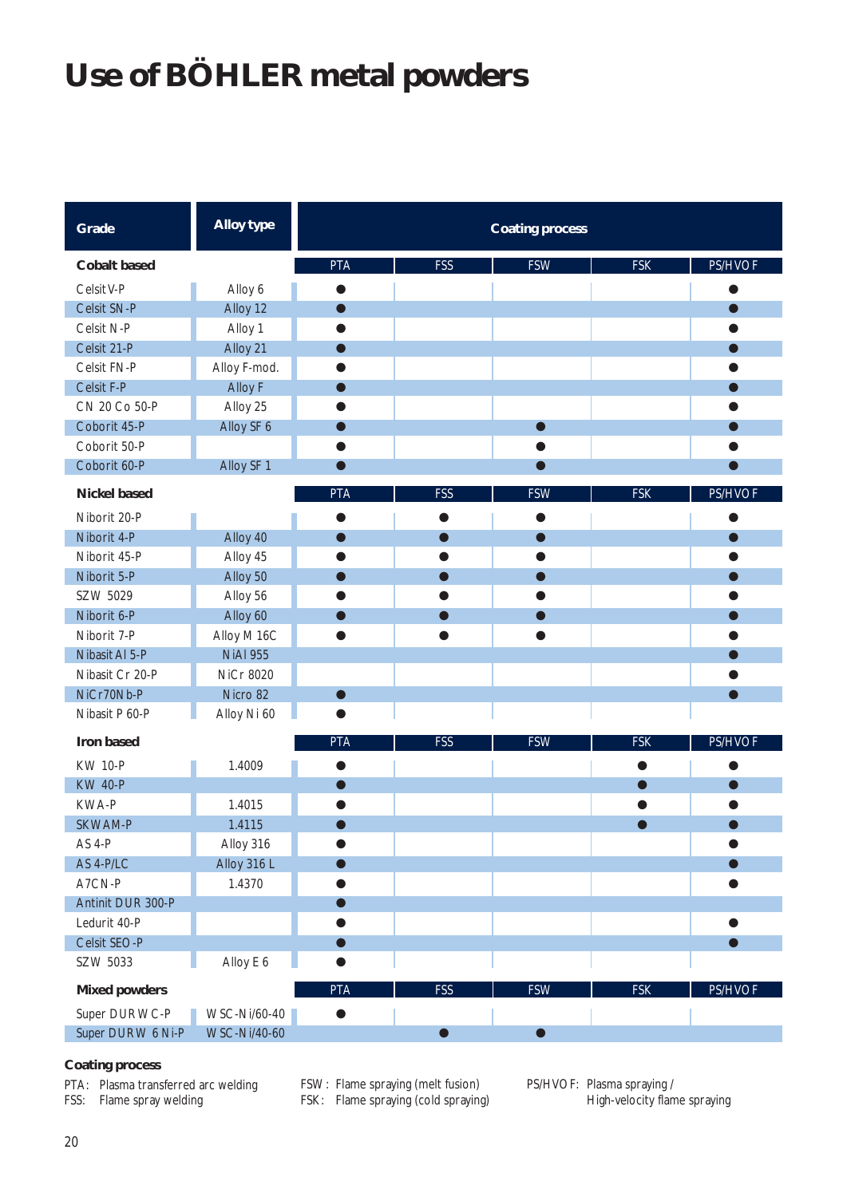# Use of BÖHLER metal powders

| Grade | Alloy type | Coating process | | | | |
|---|---|---|---|---|---|---|
| **Cobalt based** | | PTA | FSS | FSW | FSK | PS/HVOF |
| Celsit V-P | Alloy 6 | ● | | | | ● |
| Celsit SN-P | Alloy 12 | ● | | | | ● |
| Celsit N-P | Alloy 1 | ● | | | | ● |
| Celsit 21-P | Alloy 21 | ● | | | | ● |
| Celsit FN-P | Alloy F-mod. | ● | | | | ● |
| Celsit F-P | Alloy F | ● | | | | ● |
| CN 20 Co 50-P | Alloy 25 | ● | | | | ● |
| Coborit 45-P | Alloy SF 6 | ● | | ● | | ● |
| Coborit 50-P | | ● | | ● | | ● |
| Coborit 60-P | Alloy SF 1 | ● | | ● | | ● |
| **Nickel based** | | PTA | FSS | FSW | FSK | PS/HVOF |
| Niborit 20-P | | ● | ● | ● | | ● |
| Niborit 4-P | Alloy 40 | ● | ● | ● | | ● |
| Niborit 45-P | Alloy 45 | ● | ● | ● | | ● |
| Niborit 5-P | Alloy 50 | ● | ● | ● | | ● |
| SZW 5029 | Alloy 56 | ● | ● | ● | | ● |
| Niborit 6-P | Alloy 60 | ● | ● | ● | | ● |
| Niborit 7-P | Alloy M 16C | ● | ● | ● | | ● |
| Nibasit Al 5-P | NiAl 955 | | | | | ● |
| Nibasit Cr 20-P | NiCr 8020 | | | | | ● |
| NiCr70Nb-P | Nicro 82 | ● | | | | ● |
| Nibasit P 60-P | Alloy Ni 60 | ● | | | | |
| **Iron based** | | PTA | FSS | FSW | FSK | PS/HVOF |
| KW 10-P | 1.4009 | ● | | | ● | ● |
| KW 40-P | | ● | | | ● | ● |
| KWA-P | 1.4015 | ● | | | ● | ● |
| SKWAM-P | 1.4115 | ● | | | ● | ● |
| AS 4-P | Alloy 316 | ● | | | | ● |
| AS 4-P/LC | Alloy 316 L | ● | | | | ● |
| A7CN-P | 1.4370 | ● | | | | ● |
| Antinit DUR 300-P | | ● | | | | |
| Ledurit 40-P | | ● | | | | ● |
| Celsit SEO-P | | ● | | | | ● |
| SZW 5033 | Alloy E 6 | ● | | | | |
| **Mixed powders** | | PTA | FSS | FSW | FSK | PS/HVOF |
| Super DUR WC-P | WSC-Ni/60-40 | ● | | | | |
| Super DUR W 6 Ni-P | WSC-Ni/40-60 | | ● | ● | | |

**Coating process**

PTA: Plasma transferred arc welding
FSS: Flame spray welding
FSW: Flame spraying (melt fusion)
FSK: Flame spraying (cold spraying)
PS/HVOF: Plasma spraying / High-velocity flame spraying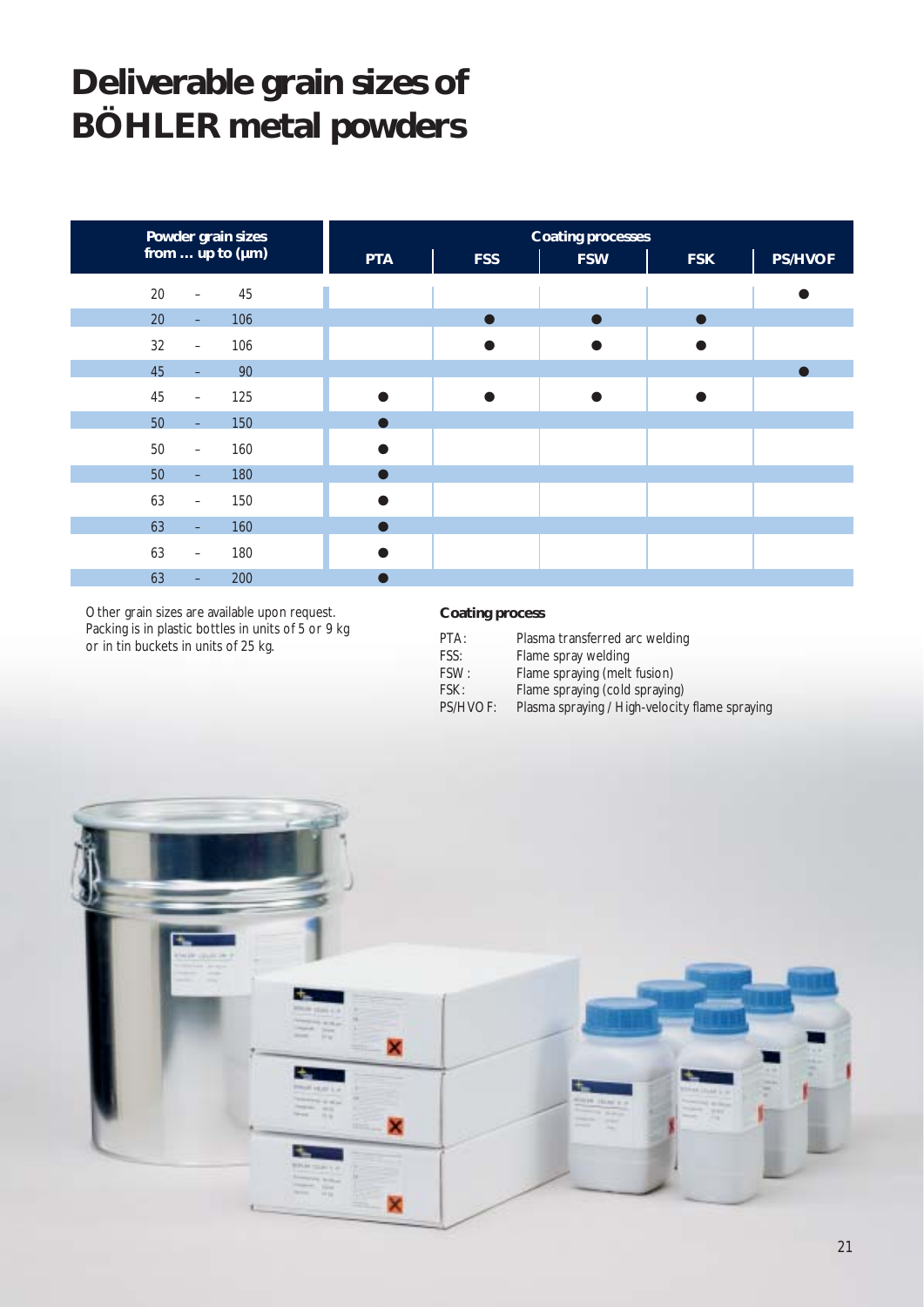# Deliverable grain sizes of BÖHLER metal powders

| Powder grain sizes from ... up to (µm) | Coating processes | | | | |
|---|---|---|---|---|---|
| | PTA | FSS | FSW | FSK | PS/HVOF |
| 20 – 45 | | | | | ● |
| 20 – 106 | | ● | ● | ● | |
| 32 – 106 | | ● | ● | ● | |
| 45 – 90 | | | | | ● |
| 45 – 125 | ● | ● | ● | ● | |
| 50 – 150 | ● | | | | |
| 50 – 160 | ● | | | | |
| 50 – 180 | ● | | | | |
| 63 – 150 | ● | | | | |
| 63 – 160 | ● | | | | |
| 63 – 180 | ● | | | | |
| 63 – 200 | ● | | | | |

Other grain sizes are available upon request. Packing is in plastic bottles in units of 5 or 9 kg or in tin buckets in units of 25 kg.

**Coating process**

PTA: Plasma transferred arc welding
FSS: Flame spray welding
FSW: Flame spraying (melt fusion)
FSK: Flame spraying (cold spraying)
PS/HVOF: Plasma spraying / High-velocity flame spraying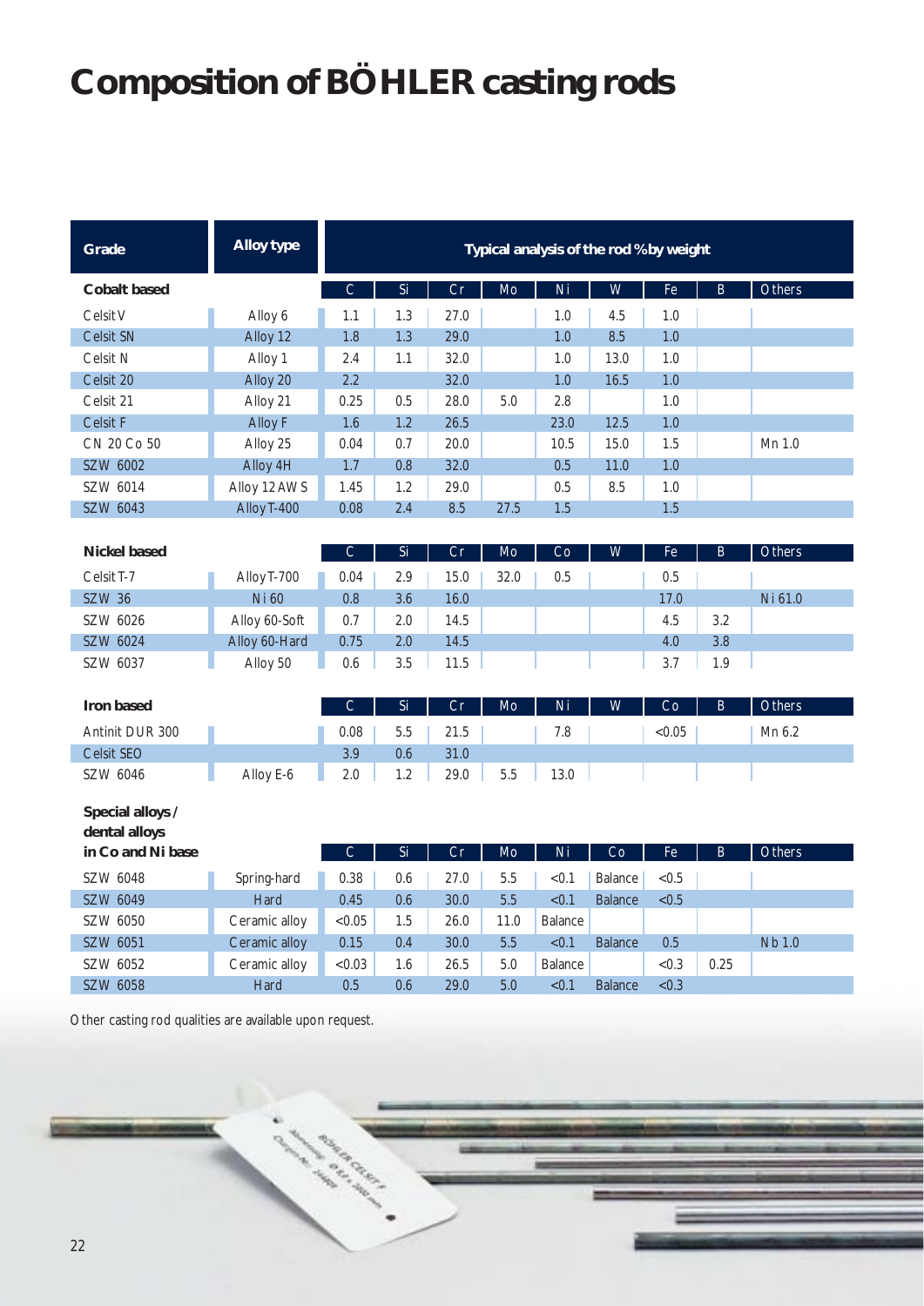# Composition of BÖHLER casting rods

| Grade | Alloy type | Typical analysis of the rod % by weight | | | | | | | | |
|---|---|---|---|---|---|---|---|---|---|---|
| **Cobalt based** | | C | Si | Cr | Mo | Ni | W | Fe | B | Others |
| Celsit V | Alloy 6 | 1.1 | 1.3 | 27.0 | | 1.0 | 4.5 | 1.0 | | |
| Celsit SN | Alloy 12 | 1.8 | 1.3 | 29.0 | | 1.0 | 8.5 | 1.0 | | |
| Celsit N | Alloy 1 | 2.4 | 1.1 | 32.0 | | 1.0 | 13.0 | 1.0 | | |
| Celsit 20 | Alloy 20 | 2.2 | | 32.0 | | 1.0 | 16.5 | 1.0 | | |
| Celsit 21 | Alloy 21 | 0.25 | 0.5 | 28.0 | 5.0 | 2.8 | | 1.0 | | |
| Celsit F | Alloy F | 1.6 | 1.2 | 26.5 | | 23.0 | 12.5 | 1.0 | | |
| CN 20 Co 50 | Alloy 25 | 0.04 | 0.7 | 20.0 | | 10.5 | 15.0 | 1.5 | | Mn 1.0 |
| SZW 6002 | Alloy 4H | 1.7 | 0.8 | 32.0 | | 0.5 | 11.0 | 1.0 | | |
| SZW 6014 | Alloy 12 AWS | 1.45 | 1.2 | 29.0 | | 0.5 | 8.5 | 1.0 | | |
| SZW 6043 | Alloy T-400 | 0.08 | 2.4 | 8.5 | 27.5 | 1.5 | | 1.5 | | |
| **Nickel based** | | C | Si | Cr | Mo | Co | W | Fe | B | Others |
| Celsit T-7 | Alloy T-700 | 0.04 | 2.9 | 15.0 | 32.0 | 0.5 | | 0.5 | | |
| SZW 36 | Ni 60 | 0.8 | 3.6 | 16.0 | | | | 17.0 | | Ni 61.0 |
| SZW 6026 | Alloy 60-Soft | 0.7 | 2.0 | 14.5 | | | | 4.5 | 3.2 | |
| SZW 6024 | Alloy 60-Hard | 0.75 | 2.0 | 14.5 | | | | 4.0 | 3.8 | |
| SZW 6037 | Alloy 50 | 0.6 | 3.5 | 11.5 | | | | 3.7 | 1.9 | |
| **Iron based** | | C | Si | Cr | Mo | Ni | W | Co | B | Others |
| Antinit DUR 300 | | 0.08 | 5.5 | 21.5 | | 7.8 | | <0.05 | | Mn 6.2 |
| Celsit SEO | | 3.9 | 0.6 | 31.0 | | | | | | |
| SZW 6046 | Alloy E-6 | 2.0 | 1.2 | 29.0 | 5.5 | 13.0 | | | | |
| **Special alloys / dental alloys in Co and Ni base** | | C | Si | Cr | Mo | Ni | Co | Fe | B | Others |
| SZW 6048 | Spring-hard | 0.38 | 0.6 | 27.0 | 5.5 | <0.1 | Balance | <0.5 | | |
| SZW 6049 | Hard | 0.45 | 0.6 | 30.0 | 5.5 | <0.1 | Balance | <0.5 | | |
| SZW 6050 | Ceramic alloy | <0.05 | 1.5 | 26.0 | 11.0 | Balance | | | | |
| SZW 6051 | Ceramic alloy | 0.15 | 0.4 | 30.0 | 5.5 | <0.1 | Balance | 0.5 | | Nb 1.0 |
| SZW 6052 | Ceramic alloy | <0.03 | 1.6 | 26.5 | 5.0 | Balance | | <0.3 | 0.25 | |
| SZW 6058 | Hard | 0.5 | 0.6 | 29.0 | 5.0 | <0.1 | Balance | <0.3 | | |

Other casting rod qualities are available upon request.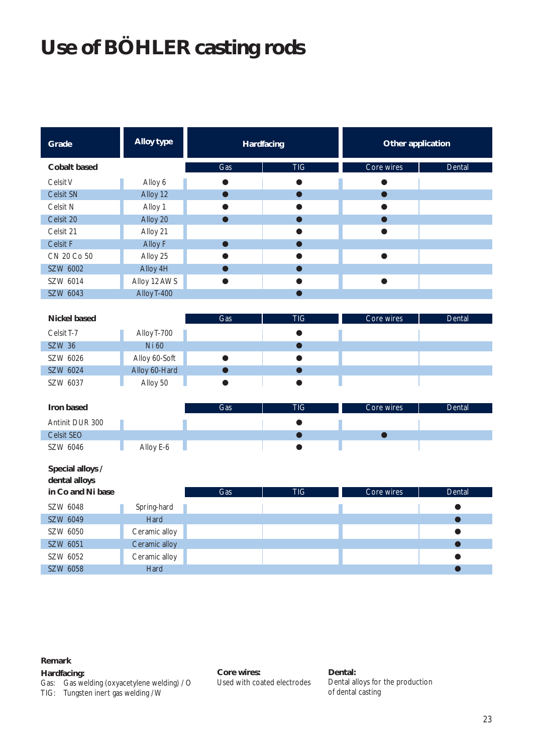# Use of BÖHLER casting rods

| Grade | Alloy type | Hardfacing | | Other application | |
|---|---|---|---|---|---|
| **Cobalt based** | | Gas | TIG | Core wires | Dental |
| Celsit V | Alloy 6 | ● | ● | ● | |
| Celsit SN | Alloy 12 | ● | ● | ● | |
| Celsit N | Alloy 1 | ● | ● | ● | |
| Celsit 20 | Alloy 20 | ● | ● | ● | |
| Celsit 21 | Alloy 21 | | ● | ● | |
| Celsit F | Alloy F | ● | ● | | |
| CN 20 Co 50 | Alloy 25 | ● | ● | ● | |
| SZW 6002 | Alloy 4H | ● | ● | | |
| SZW 6014 | Alloy 12 AW S | ● | ● | ● | |
| SZW 6043 | Alloy T-400 | | ● | | |
| **Nickel based** | | Gas | TIG | Core wires | Dental |
| Celsit T-7 | Alloy T-700 | | ● | | |
| SZW 36 | Ni 60 | | ● | | |
| SZW 6026 | Alloy 60-Soft | ● | ● | | |
| SZW 6024 | Alloy 60-Hard | ● | ● | | |
| SZW 6037 | Alloy 50 | ● | ● | | |
| **Iron based** | | Gas | TIG | Core wires | Dental |
| Antinit DUR 300 | | | ● | | |
| Celsit SEO | | | ● | ● | |
| SZW 6046 | Alloy E-6 | | ● | | |
| **Special alloys / dental alloys in Co and Ni base** | | Gas | TIG | Core wires | Dental |
| SZW 6048 | Spring-hard | | | | ● |
| SZW 6049 | Hard | | | | ● |
| SZW 6050 | Ceramic alloy | | | | ● |
| SZW 6051 | Ceramic alloy | | | | ● |
| SZW 6052 | Ceramic alloy | | | | ● |
| SZW 6058 | Hard | | | | ● |

**Remark**

**Hardfacing:**
Gas: Gas welding (oxyacetylene welding) / O
TIG: Tungsten inert gas welding / W

**Core wires:**
Used with coated electrodes

**Dental:**
Dental alloys for the production of dental casting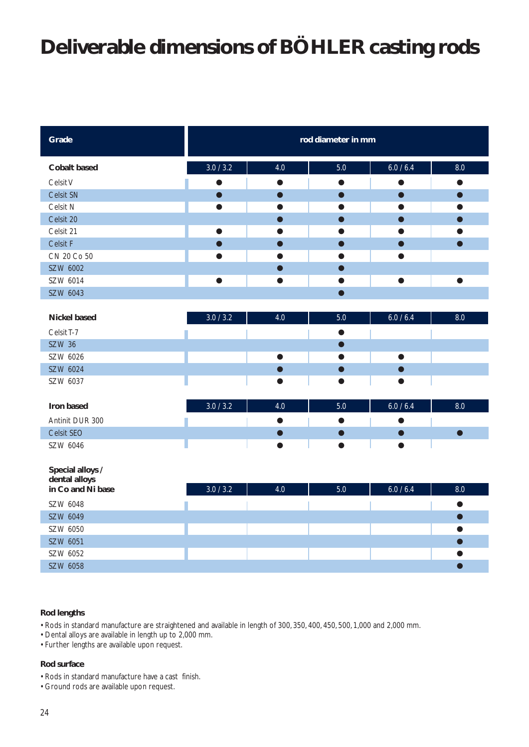# Deliverable dimensions of BÖHLER casting rods

| Grade | rod diameter in mm | | | | |
|---|---|---|---|---|---|
| **Cobalt based** | 3.0 / 3.2 | 4.0 | 5.0 | 6.0 / 6.4 | 8.0 |
| Celsit V | ● | ● | ● | ● | ● |
| Celsit SN | ● | ● | ● | ● | ● |
| Celsit N | ● | ● | ● | ● | ● |
| Celsit 20 | | ● | ● | ● | ● |
| Celsit 21 | ● | ● | ● | ● | ● |
| Celsit F | ● | ● | ● | ● | ● |
| CN 20 Co 50 | ● | ● | ● | ● | |
| SZW 6002 | | ● | ● | | |
| SZW 6014 | ● | ● | ● | ● | ● |
| SZW 6043 | | | ● | | |
| **Nickel based** | 3.0 / 3.2 | 4.0 | 5.0 | 6.0 / 6.4 | 8.0 |
| Celsit T-7 | | | ● | | |
| SZW 36 | | | ● | | |
| SZW 6026 | | ● | ● | ● | |
| SZW 6024 | | ● | ● | ● | |
| SZW 6037 | | ● | ● | ● | |
| **Iron based** | 3.0 / 3.2 | 4.0 | 5.0 | 6.0 / 6.4 | 8.0 |
| Antinit DUR 300 | | ● | ● | ● | |
| Celsit SEO | | ● | ● | ● | ● |
| SZW 6046 | | ● | ● | ● | |
| **Special alloys / dental alloys in Co and Ni base** | 3.0 / 3.2 | 4.0 | 5.0 | 6.0 / 6.4 | 8.0 |
| SZW 6048 | | | | | ● |
| SZW 6049 | | | | | ● |
| SZW 6050 | | | | | ● |
| SZW 6051 | | | | | ● |
| SZW 6052 | | | | | ● |
| SZW 6058 | | | | | ● |

**Rod lengths**

- Rods in standard manufacture are straightened and available in length of 300, 350, 400, 450, 500, 1,000 and 2,000 mm.
- Dental alloys are available in length up to 2,000 mm.
- Further lengths are available upon request.

**Rod surface**

- Rods in standard manufacture have a cast finish.
- Ground rods are available upon request.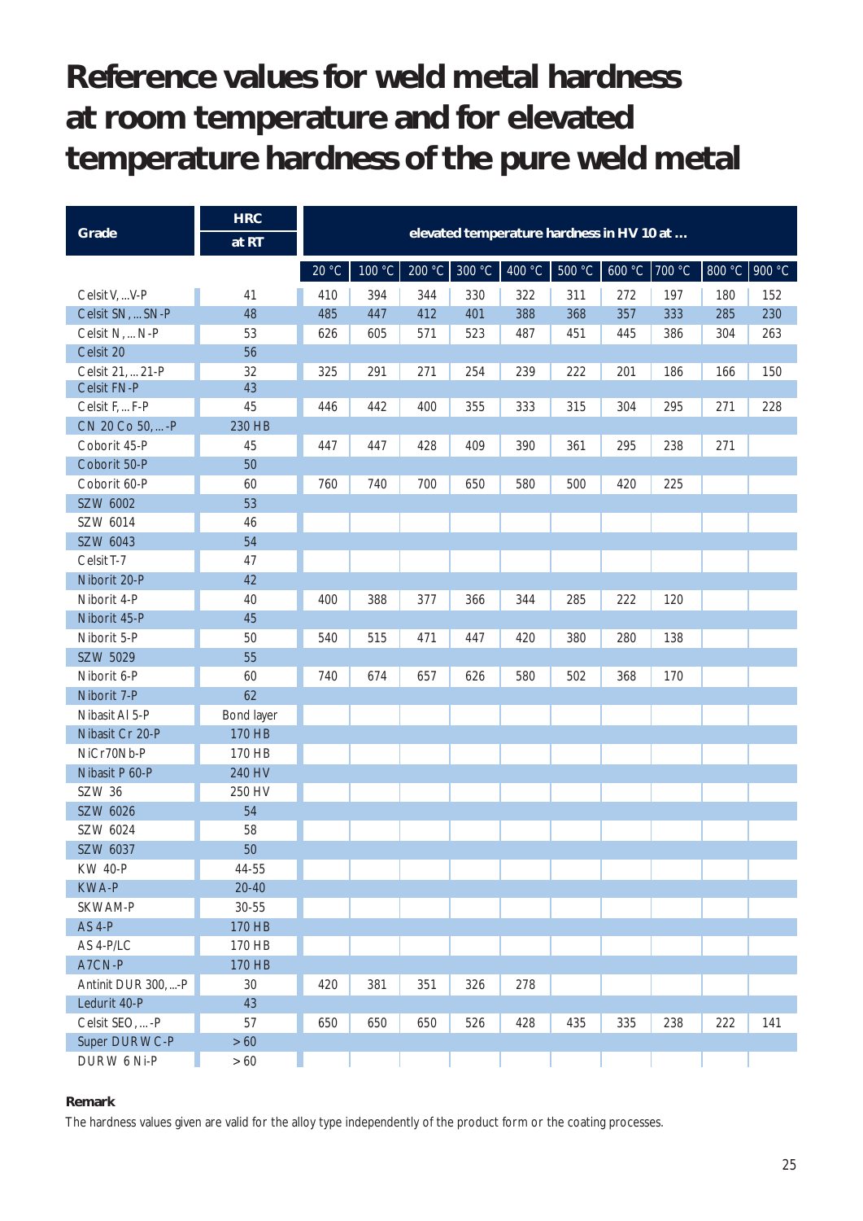# Reference values for weld metal hardness at room temperature and for elevated temperature hardness of the pure weld metal

| Grade | HRC at RT | elevated temperature hardness in HV 10 at ... | | | | | | | | | |
|---|---|---|---|---|---|---|---|---|---|---|---|
| | | 20 °C | 100 °C | 200 °C | 300 °C | 400 °C | 500 °C | 600 °C | 700 °C | 800 °C | 900 °C |
| Celsit V, ...V-P | 41 | 410 | 394 | 344 | 330 | 322 | 311 | 272 | 197 | 180 | 152 |
| Celsit SN, ... SN-P | 48 | 485 | 447 | 412 | 401 | 388 | 368 | 357 | 333 | 285 | 230 |
| Celsit N, ... N-P | 53 | 626 | 605 | 571 | 523 | 487 | 451 | 445 | 386 | 304 | 263 |
| Celsit 20 | 56 | | | | | | | | | | |
| Celsit 21, ... 21-P | 32 | 325 | 291 | 271 | 254 | 239 | 222 | 201 | 186 | 166 | 150 |
| Celsit FN-P | 43 | | | | | | | | | | |
| Celsit F, ... F-P | 45 | 446 | 442 | 400 | 355 | 333 | 315 | 304 | 295 | 271 | 228 |
| CN 20 Co 50, ...-P | 230 HB | | | | | | | | | | |
| Coborit 45-P | 45 | 447 | 447 | 428 | 409 | 390 | 361 | 295 | 238 | 271 | |
| Coborit 50-P | 50 | | | | | | | | | | |
| Coborit 60-P | 60 | 760 | 740 | 700 | 650 | 580 | 500 | 420 | 225 | | |
| SZW 6002 | 53 | | | | | | | | | | |
| SZW 6014 | 46 | | | | | | | | | | |
| SZW 6043 | 54 | | | | | | | | | | |
| Celsit T-7 | 47 | | | | | | | | | | |
| Niborit 20-P | 42 | | | | | | | | | | |
| Niborit 4-P | 40 | 400 | 388 | 377 | 366 | 344 | 285 | 222 | 120 | | |
| Niborit 45-P | 45 | | | | | | | | | | |
| Niborit 5-P | 50 | 540 | 515 | 471 | 447 | 420 | 380 | 280 | 138 | | |
| SZW 5029 | 55 | | | | | | | | | | |
| Niborit 6-P | 60 | 740 | 674 | 657 | 626 | 580 | 502 | 368 | 170 | | |
| Niborit 7-P | 62 | | | | | | | | | | |
| Nibasit Al 5-P | Bond layer | | | | | | | | | | |
| Nibasit Cr 20-P | 170 HB | | | | | | | | | | |
| NiCr70Nb-P | 170 HB | | | | | | | | | | |
| Nibasit P 60-P | 240 HV | | | | | | | | | | |
| SZW 36 | 250 HV | | | | | | | | | | |
| SZW 6026 | 54 | | | | | | | | | | |
| SZW 6024 | 58 | | | | | | | | | | |
| SZW 6037 | 50 | | | | | | | | | | |
| KW 40-P | 44-55 | | | | | | | | | | |
| KWA-P | 20-40 | | | | | | | | | | |
| SKWAM-P | 30-55 | | | | | | | | | | |
| AS 4-P | 170 HB | | | | | | | | | | |
| AS 4-P/LC | 170 HB | | | | | | | | | | |
| A7CN-P | 170 HB | | | | | | | | | | |
| Antinit DUR 300, ...-P | 30 | 420 | 381 | 351 | 326 | 278 | | | | | |
| Ledurit 40-P | 43 | | | | | | | | | | |
| Celsit SEO, ...-P | 57 | 650 | 650 | 650 | 526 | 428 | 435 | 335 | 238 | 222 | 141 |
| Super DURWC-P | > 60 | | | | | | | | | | |
| DURW 6 Ni-P | > 60 | | | | | | | | | | |

**Remark**

The hardness values given are valid for the alloy type independently of the product form or the coating processes.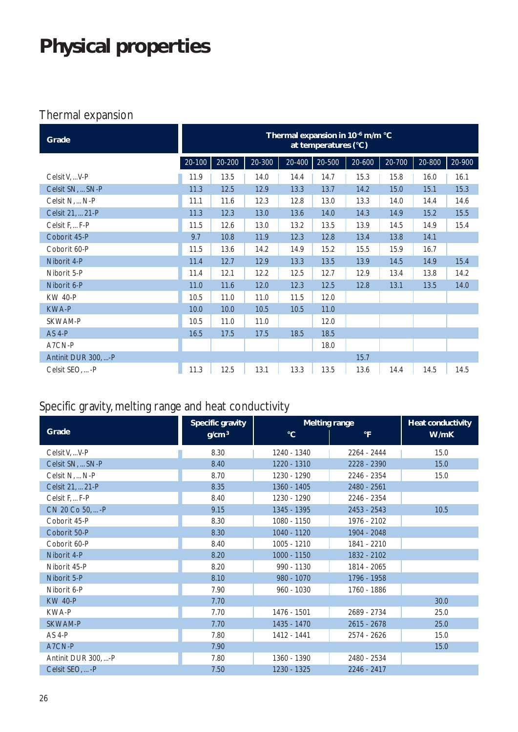# Physical properties

## Thermal expansion

| Grade | Thermal expansion in $10^{-6}$ m/m °C at temperatures (°C) | | | | | | | | |
|---|---|---|---|---|---|---|---|---|---|
| | 20-100 | 20-200 | 20-300 | 20-400 | 20-500 | 20-600 | 20-700 | 20-800 | 20-900 |
| Celsit V, ...V-P | 11.9 | 13.5 | 14.0 | 14.4 | 14.7 | 15.3 | 15.8 | 16.0 | 16.1 |
| Celsit SN, ... SN-P | 11.3 | 12.5 | 12.9 | 13.3 | 13.7 | 14.2 | 15.0 | 15.1 | 15.3 |
| Celsit N, ... N-P | 11.1 | 11.6 | 12.3 | 12.8 | 13.0 | 13.3 | 14.0 | 14.4 | 14.6 |
| Celsit 21, ... 21-P | 11.3 | 12.3 | 13.0 | 13.6 | 14.0 | 14.3 | 14.9 | 15.2 | 15.5 |
| Celsit F, ... F-P | 11.5 | 12.6 | 13.0 | 13.2 | 13.5 | 13.9 | 14.5 | 14.9 | 15.4 |
| Coborit 45-P | 9.7 | 10.8 | 11.9 | 12.3 | 12.8 | 13.4 | 13.8 | 14.1 | |
| Coborit 60-P | 11.5 | 13.6 | 14.2 | 14.9 | 15.2 | 15.5 | 15.9 | 16.7 | |
| Niborit 4-P | 11.4 | 12.7 | 12.9 | 13.3 | 13.5 | 13.9 | 14.5 | 14.9 | 15.4 |
| Niborit 5-P | 11.4 | 12.1 | 12.2 | 12.5 | 12.7 | 12.9 | 13.4 | 13.8 | 14.2 |
| Niborit 6-P | 11.0 | 11.6 | 12.0 | 12.3 | 12.5 | 12.8 | 13.1 | 13.5 | 14.0 |
| KW 40-P | 10.5 | 11.0 | 11.0 | 11.5 | 12.0 | | | | |
| KWA-P | 10.0 | 10.0 | 10.5 | 10.5 | 11.0 | | | | |
| SKWAM-P | 10.5 | 11.0 | 11.0 | | 12.0 | | | | |
| AS 4-P | 16.5 | 17.5 | 17.5 | 18.5 | 18.5 | | | | |
| A7CN-P | | | | | 18.0 | | | | |
| Antinit DUR 300, ...-P | | | | | | 15.7 | | | |
| Celsit SEO, ... -P | 11.3 | 12.5 | 13.1 | 13.3 | 13.5 | 13.6 | 14.4 | 14.5 | 14.5 |

## Specific gravity, melting range and heat conductivity

| Grade | Specific gravity g/cm³ | Melting range °C | Melting range °F | Heat conductivity W/mK |
|---|---|---|---|---|
| Celsit V, ...V-P | 8.30 | 1240 - 1340 | 2264 - 2444 | 15.0 |
| Celsit SN, ... SN-P | 8.40 | 1220 - 1310 | 2228 - 2390 | 15.0 |
| Celsit N, ... N-P | 8.70 | 1230 - 1290 | 2246 - 2354 | 15.0 |
| Celsit 21, ... 21-P | 8.35 | 1360 - 1405 | 2480 - 2561 | |
| Celsit F, ... F-P | 8.40 | 1230 - 1290 | 2246 - 2354 | |
| CN 20 Co 50, ... -P | 9.15 | 1345 - 1395 | 2453 - 2543 | 10.5 |
| Coborit 45-P | 8.30 | 1080 - 1150 | 1976 - 2102 | |
| Coborit 50-P | 8.30 | 1040 - 1120 | 1904 - 2048 | |
| Coborit 60-P | 8.40 | 1005 - 1210 | 1841 - 2210 | |
| Niborit 4-P | 8.20 | 1000 - 1150 | 1832 - 2102 | |
| Niborit 45-P | 8.20 | 990 - 1130 | 1814 - 2065 | |
| Niborit 5-P | 8.10 | 980 - 1070 | 1796 - 1958 | |
| Niborit 6-P | 7.90 | 960 - 1030 | 1760 - 1886 | |
| KW 40-P | 7.70 | | | 30.0 |
| KWA-P | 7.70 | 1476 - 1501 | 2689 - 2734 | 25.0 |
| SKWAM-P | 7.70 | 1435 - 1470 | 2615 - 2678 | 25.0 |
| AS 4-P | 7.80 | 1412 - 1441 | 2574 - 2626 | 15.0 |
| A7CN-P | 7.90 | | | 15.0 |
| Antinit DUR 300, ...-P | 7.80 | 1360 - 1390 | 2480 - 2534 | |
| Celsit SEO, ... -P | 7.50 | 1230 - 1325 | 2246 - 2417 | |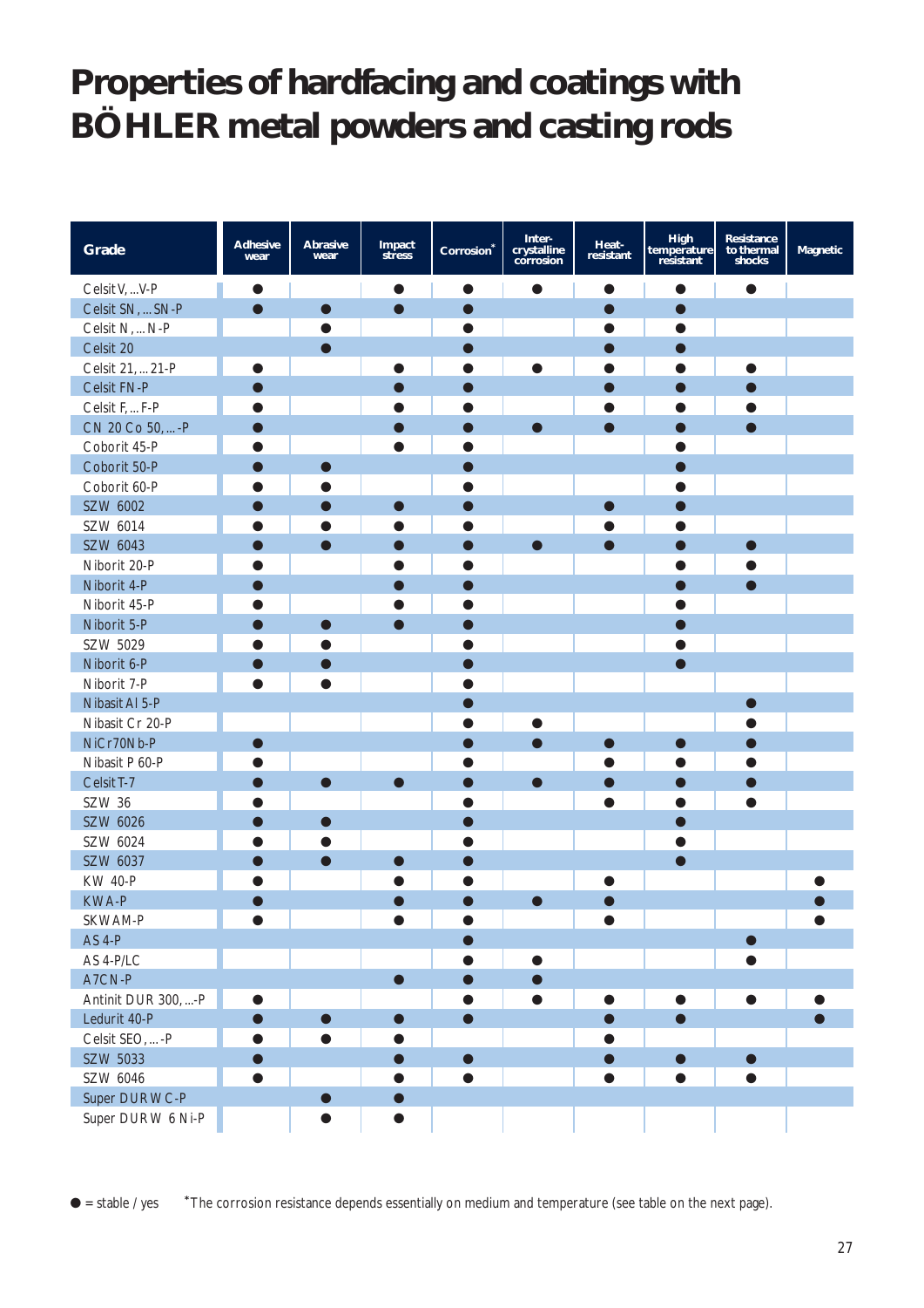# Properties of hardfacing and coatings with BÖHLER metal powders and casting rods

| Grade | Adhesive wear | Abrasive wear | Impact stress | Corrosion* | Inter-crystalline corrosion | Heat-resistant | High temperature resistant | Resistance to thermal shocks | Magnetic |
|---|---|---|---|---|---|---|---|---|---|
| Celsit V, ...V-P | ● | | ● | ● | ● | ● | ● | ● | |
| Celsit SN, ... SN-P | ● | ● | ● | ● | | ● | ● | | |
| Celsit N, ... N-P | | ● | | ● | | ● | ● | | |
| Celsit 20 | | ● | | ● | | ● | ● | | |
| Celsit 21, ... 21-P | ● | | ● | ● | ● | ● | ● | ● | |
| Celsit FN-P | ● | | ● | ● | | ● | ● | ● | |
| Celsit F, ... F-P | ● | | ● | ● | | ● | ● | ● | |
| CN 20 Co 50, ... -P | ● | | ● | ● | ● | ● | ● | ● | |
| Coborit 45-P | ● | | ● | ● | | | ● | | |
| Coborit 50-P | ● | ● | | ● | | | ● | | |
| Coborit 60-P | ● | ● | | ● | | | ● | | |
| SZW 6002 | ● | ● | ● | ● | | ● | ● | | |
| SZW 6014 | ● | ● | ● | ● | | ● | ● | | |
| SZW 6043 | ● | ● | ● | ● | ● | ● | ● | ● | |
| Niborit 20-P | ● | | ● | ● | | | ● | ● | |
| Niborit 4-P | ● | | ● | ● | | | ● | ● | |
| Niborit 45-P | ● | | ● | ● | | | ● | | |
| Niborit 5-P | ● | ● | ● | ● | | | ● | | |
| SZW 5029 | ● | ● | | ● | | | ● | | |
| Niborit 6-P | ● | ● | | ● | | | ● | | |
| Niborit 7-P | ● | ● | | ● | | | | | |
| Nibasit Al 5-P | | | | ● | | | | ● | |
| Nibasit Cr 20-P | | | | ● | ● | | | ● | |
| NiCr70Nb-P | ● | | | ● | ● | ● | ● | ● | |
| Nibasit P 60-P | ● | | | ● | | ● | ● | ● | |
| Celsit T-7 | ● | ● | ● | ● | ● | ● | ● | ● | |
| SZW 36 | ● | | | ● | | ● | ● | ● | |
| SZW 6026 | ● | ● | | ● | | | ● | | |
| SZW 6024 | ● | ● | | ● | | | ● | | |
| SZW 6037 | ● | ● | ● | ● | | | ● | | |
| KW 40-P | ● | | ● | ● | | ● | | | ● |
| KWA-P | ● | | ● | ● | ● | ● | | | ● |
| SKWAM-P | ● | | ● | ● | | ● | | | ● |
| AS 4-P | | | | ● | | | | ● | |
| AS 4-P/LC | | | | ● | ● | | | ● | |
| A7CN-P | | | ● | ● | ● | | | | |
| Antinit DUR 300, ...-P | ● | | | ● | ● | ● | ● | ● | ● |
| Ledurit 40-P | ● | ● | ● | ● | | ● | ● | | ● |
| Celsit SEO, ... -P | ● | ● | ● | | | ● | | | |
| SZW 5033 | ● | | ● | ● | | ● | ● | ● | |
| SZW 6046 | ● | | ● | ● | | ● | ● | ● | |
| Super DUR WC-P | | ● | ● | | | | | | |
| Super DUR W 6 Ni-P | | ● | ● | | | | | | |

● = stable / yes

*The corrosion resistance depends essentially on medium and temperature (see table on the next page).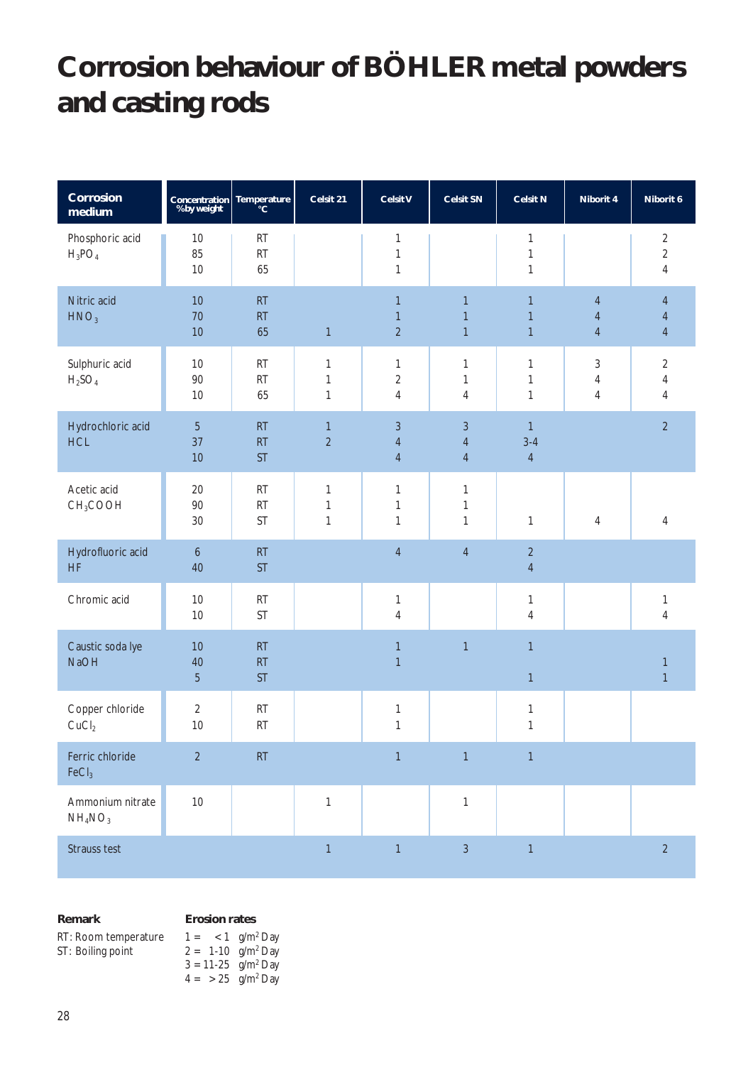# Corrosion behaviour of BÖHLER metal powders and casting rods

| Corrosion medium | Concentration %by weight | Temperature °C | Celsit 21 | Celsit V | Celsit SN | Celsit N | Niborit 4 | Niborit 6 |
|---|---|---|---|---|---|---|---|---|
| Phosphoric acid $H_3PO_4$ | 10 | RT | | 1 | | 1 | | 2 |
| | 85 | RT | | 1 | | 1 | | 2 |
| | 10 | 65 | | 1 | | 1 | | 4 |
| Nitric acid $HNO_3$ | 10 | RT | | 1 | 1 | 1 | 4 | 4 |
| | 70 | RT | | 1 | 1 | 1 | 4 | 4 |
| | 10 | 65 | 1 | 2 | 1 | 1 | 4 | 4 |
| Sulphuric acid $H_2SO_4$ | 10 | RT | 1 | 1 | 1 | 1 | 3 | 2 |
| | 90 | RT | 1 | 2 | 1 | 1 | 4 | 4 |
| | 10 | 65 | 1 | 4 | 4 | 1 | 4 | 4 |
| Hydrochloric acid HCL | 5 | RT | 1 | 3 | 3 | 1 | | 2 |
| | 37 | RT | 2 | 4 | 4 | 3-4 | | |
| | 10 | ST | | 4 | 4 | 4 | | |
| Acetic acid $CH_3COOH$ | 20 | RT | 1 | 1 | 1 | | | |
| | 90 | RT | 1 | 1 | 1 | | | |
| | 30 | ST | 1 | 1 | 1 | 1 | 4 | 4 |
| Hydrofluoric acid HF | 6 | RT | | 4 | 4 | 2 | | |
| | 40 | ST | | | | 4 | | |
| Chromic acid | 10 | RT | | 1 | | 1 | | 1 |
| | 10 | ST | | 4 | | 4 | | 4 |
| Caustic soda lye NaOH | 10 | RT | | 1 | 1 | 1 | | |
| | 40 | RT | | 1 | | | | 1 |
| | 5 | ST | | | | 1 | | 1 |
| Copper chloride $CuCl_2$ | 2 | RT | | 1 | | 1 | | |
| | 10 | RT | | 1 | | 1 | | |
| Ferric chloride $FeCl_3$ | 2 | RT | | 1 | 1 | 1 | | |
| Ammonium nitrate $NH_4NO_3$ | 10 | | 1 | | 1 | | | |
| Strauss test | | | 1 | 1 | 3 | 1 | | 2 |

**Remark**

RT: Room temperature
ST: Boiling point

**Erosion rates**

1 = < 1 $g/m^2$ Day
2 = 1-10 $g/m^2$ Day
3 = 11-25 $g/m^2$ Day
4 = > 25 $g/m^2$ Day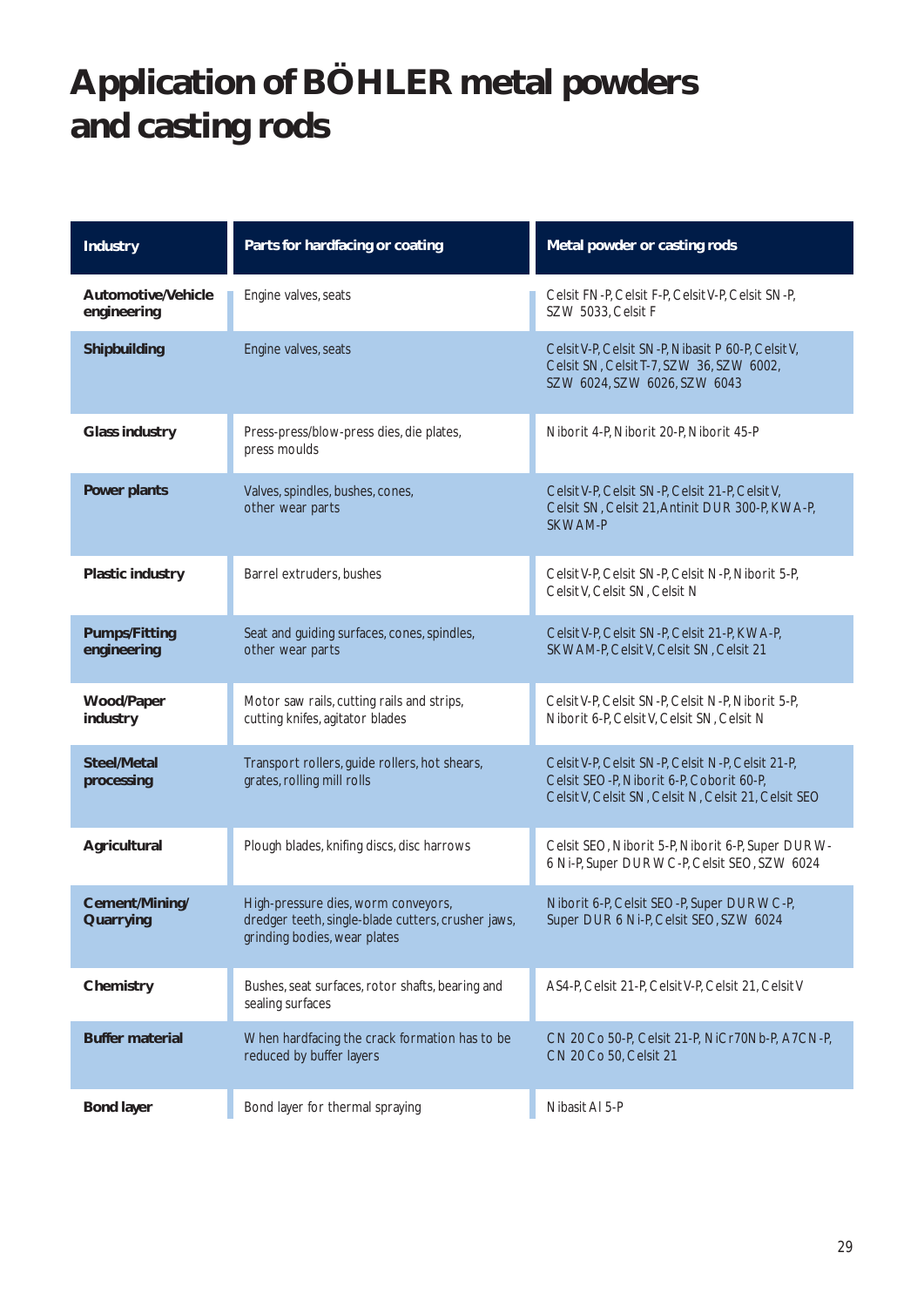# Application of BÖHLER metal powders and casting rods

| Industry | Parts for hardfacing or coating | Metal powder or casting rods |
|---|---|---|
| **Automotive/Vehicle engineering** | Engine valves, seats | Celsit FN-P, Celsit F-P, Celsit V-P, Celsit SN-P, SZW 5033, Celsit F |
| **Shipbuilding** | Engine valves, seats | Celsit V-P, Celsit SN-P, Nibasit P 60-P, Celsit V, Celsit SN, Celsit T-7, SZW 36, SZW 6002, SZW 6024, SZW 6026, SZW 6043 |
| **Glass industry** | Press-press/blow-press dies, die plates, press moulds | Niborit 4-P, Niborit 20-P, Niborit 45-P |
| **Power plants** | Valves, spindles, bushes, cones, other wear parts | Celsit V-P, Celsit SN-P, Celsit 21-P, Celsit V, Celsit SN, Celsit 21, Antinit DUR 300-P, KWA-P, SKWAM-P |
| **Plastic industry** | Barrel extruders, bushes | Celsit V-P, Celsit SN-P, Celsit N-P, Niborit 5-P, Celsit V, Celsit SN, Celsit N |
| **Pumps/Fitting engineering** | Seat and guiding surfaces, cones, spindles, other wear parts | Celsit V-P, Celsit SN-P, Celsit 21-P, KWA-P, SKWAM-P, Celsit V, Celsit SN, Celsit 21 |
| **Wood/Paper industry** | Motor saw rails, cutting rails and strips, cutting knifes, agitator blades | Celsit V-P, Celsit SN-P, Celsit N-P, Niborit 5-P, Niborit 6-P, Celsit V, Celsit SN, Celsit N |
| **Steel/Metal processing** | Transport rollers, guide rollers, hot shears, grates, rolling mill rolls | Celsit V-P, Celsit SN-P, Celsit N-P, Celsit 21-P, Celsit SEO-P, Niborit 6-P, Coborit 60-P, Celsit V, Celsit SN, Celsit N, Celsit 21, Celsit SEO |
| **Agricultural** | Plough blades, knifing discs, disc harrows | Celsit SEO, Niborit 5-P, Niborit 6-P, Super DUR W-6 Ni-P, Super DUR WC-P, Celsit SEO, SZW 6024 |
| **Cement/Mining/ Quarrying** | High-pressure dies, worm conveyors, dredger teeth, single-blade cutters, crusher jaws, grinding bodies, wear plates | Niborit 6-P, Celsit SEO-P, Super DUR WC-P, Super DUR 6 Ni-P, Celsit SEO, SZW 6024 |
| **Chemistry** | Bushes, seat surfaces, rotor shafts, bearing and sealing surfaces | AS4-P, Celsit 21-P, Celsit V-P, Celsit 21, Celsit V |
| **Buffer material** | When hardfacing the crack formation has to be reduced by buffer layers | CN 20 Co 50-P, Celsit 21-P, NiCr70Nb-P, A7CN-P, CN 20 Co 50, Celsit 21 |
| **Bond layer** | Bond layer for thermal spraying | Nibasit Al 5-P |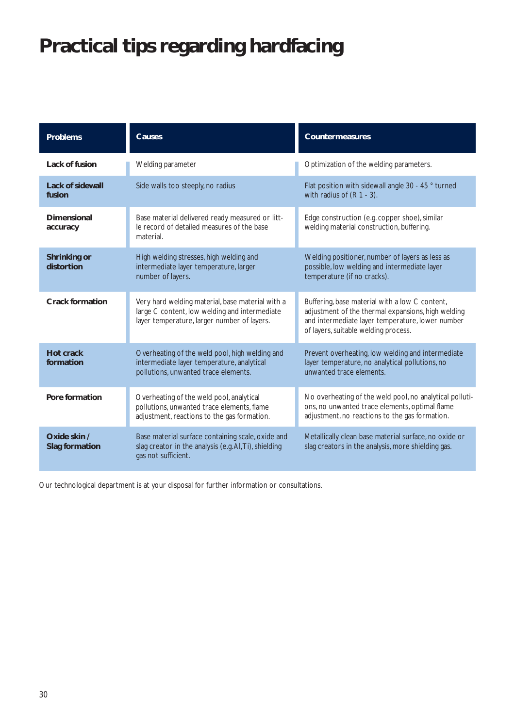# Practical tips regarding hardfacing

| Problems | Causes | Countermeasures |
|---|---|---|
| **Lack of fusion** | Welding parameter | Optimization of the welding parameters. |
| **Lack of sidewall fusion** | Side walls too steeply, no radius | Flat position with sidewall angle 30 - 45 ° turned with radius of (R 1 - 3). |
| **Dimensional accuracy** | Base material delivered ready measured or little record of detailed measures of the base material. | Edge construction (e.g. copper shoe), similar welding material construction, buffering. |
| **Shrinking or distortion** | High welding stresses, high welding and intermediate layer temperature, larger number of layers. | Welding positioner, number of layers as less as possible, low welding and intermediate layer temperature (if no cracks). |
| **Crack formation** | Very hard welding material, base material with a large C content, low welding and intermediate layer temperature, larger number of layers. | Buffering, base material with a low C content, adjustment of the thermal expansions, high welding and intermediate layer temperature, lower number of layers, suitable welding process. |
| **Hot crack formation** | Overheating of the weld pool, high welding and intermediate layer temperature, analytical pollutions, unwanted trace elements. | Prevent overheating, low welding and intermediate layer temperature, no analytical pollutions, no unwanted trace elements. |
| **Pore formation** | Overheating of the weld pool, analytical pollutions, unwanted trace elements, flame adjustment, reactions to the gas formation. | No overheating of the weld pool, no analytical pollutions, no unwanted trace elements, optimal flame adjustment, no reactions to the gas formation. |
| **Oxide skin / Slag formation** | Base material surface containing scale, oxide and slag creator in the analysis (e.g. Al, Ti), shielding gas not sufficient. | Metallically clean base material surface, no oxide or slag creators in the analysis, more shielding gas. |

Our technological department is at your disposal for further information or consultations.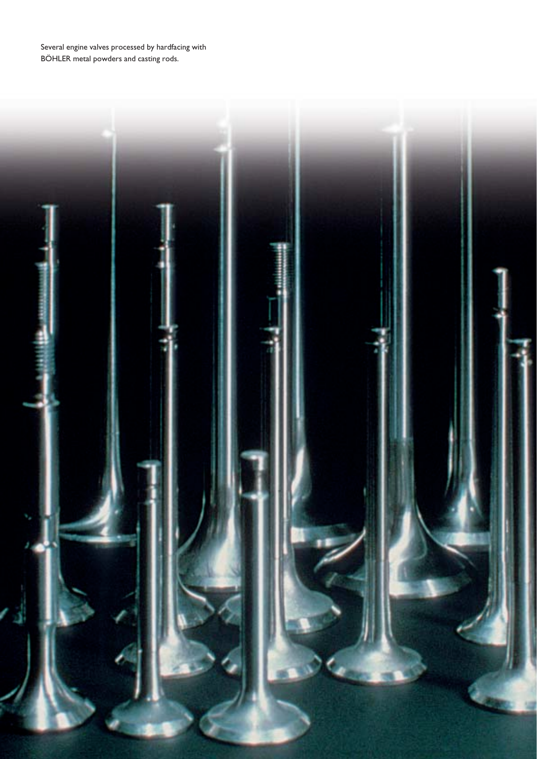Several engine valves processed by hardfacing with BÖHLER metal powders and casting rods.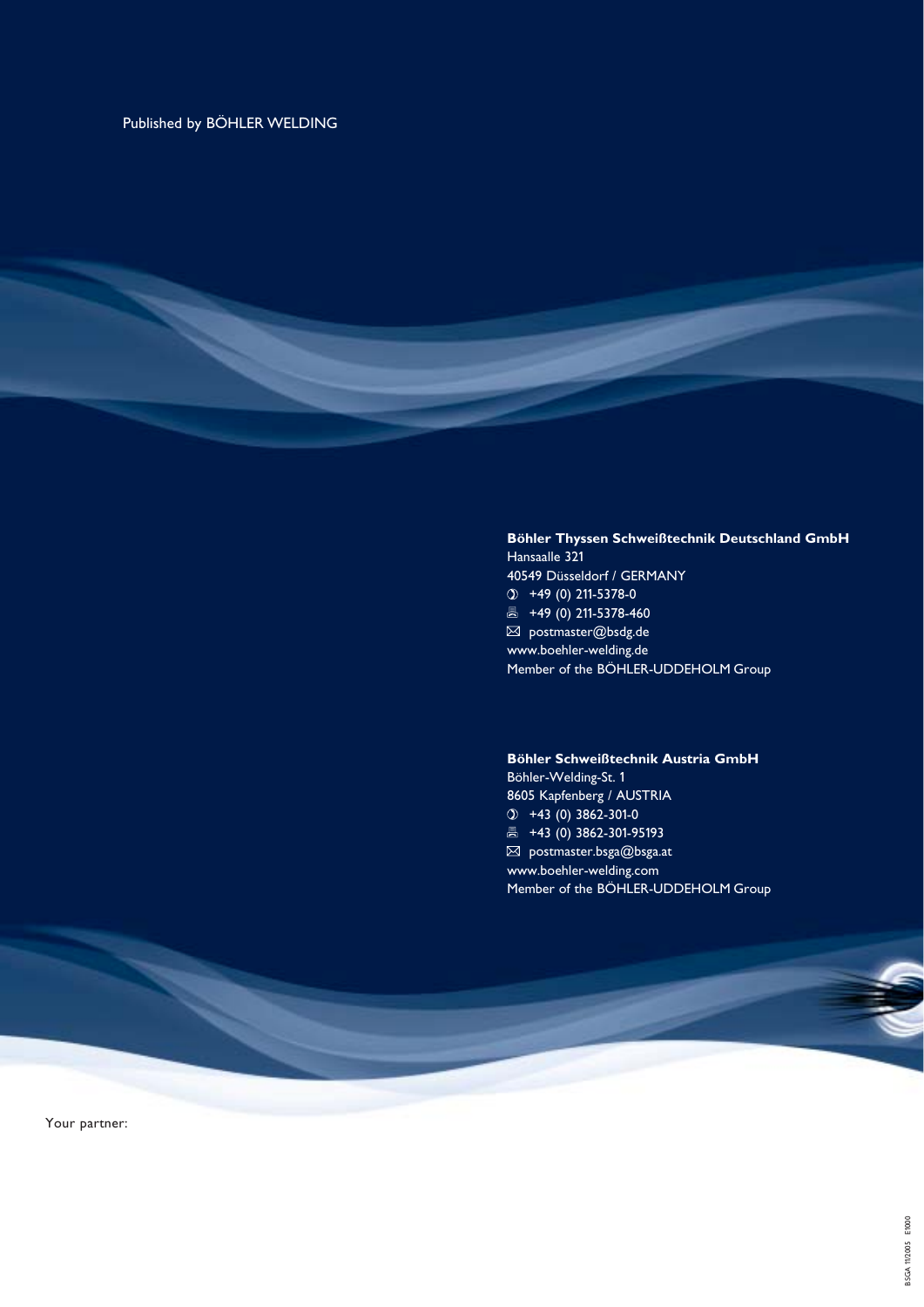Published by BÖHLER WELDING

**Böhler Thyssen Schweißtechnik Deutschland GmbH**
Hansaalle 321
40549 Düsseldorf / GERMANY
✆ +49 (0) 211-5378-0
🖷 +49 (0) 211-5378-460
✉ postmaster@bsdg.de
www.boehler-welding.de
Member of the BÖHLER-UDDEHOLM Group

**Böhler Schweißtechnik Austria GmbH**
Böhler-Welding-St. 1
8605 Kapfenberg / AUSTRIA
✆ +43 (0) 3862-301-0
🖷 +43 (0) 3862-301-95193
✉ postmaster.bsga@bsga.at
www.boehler-welding.com
Member of the BÖHLER-UDDEHOLM Group

Your partner:

BSGA 11/2005 E1000